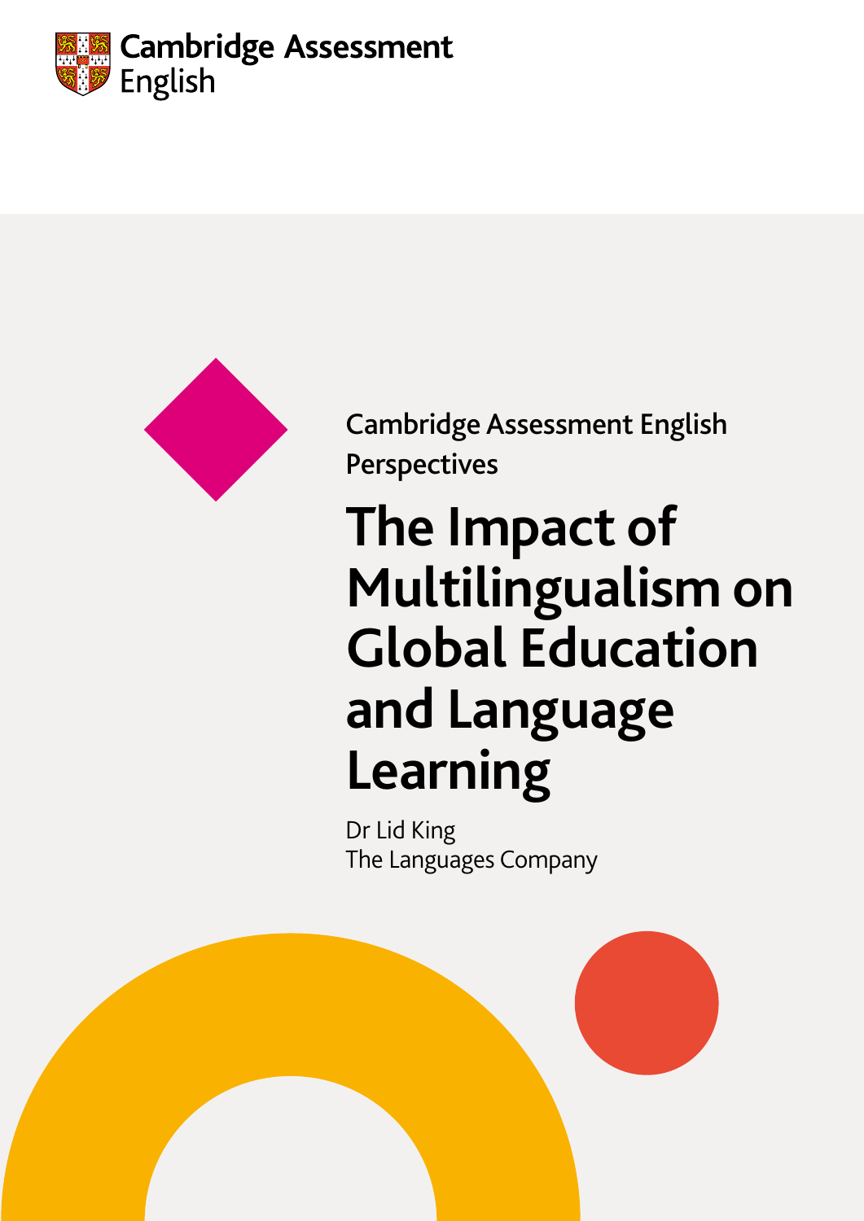Cambridge Assessment English

Cambridge Assessment English Perspectives

# The Impact of Multilingualism on Global Education and Language Learning

Dr Lid King
The Languages Company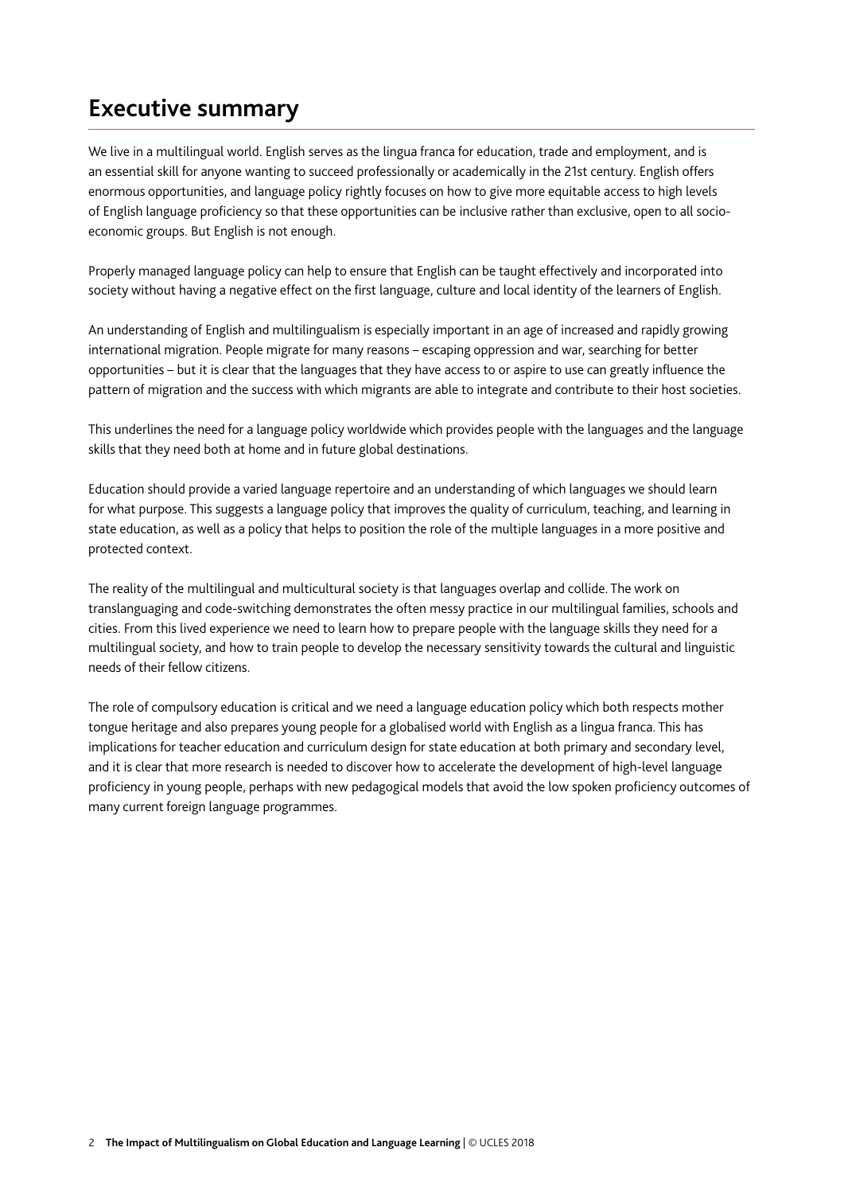## Executive summary

We live in a multilingual world. English serves as the lingua franca for education, trade and employment, and is an essential skill for anyone wanting to succeed professionally or academically in the 21st century. English offers enormous opportunities, and language policy rightly focuses on how to give more equitable access to high levels of English language proficiency so that these opportunities can be inclusive rather than exclusive, open to all socio-economic groups. But English is not enough.

Properly managed language policy can help to ensure that English can be taught effectively and incorporated into society without having a negative effect on the first language, culture and local identity of the learners of English.

An understanding of English and multilingualism is especially important in an age of increased and rapidly growing international migration. People migrate for many reasons – escaping oppression and war, searching for better opportunities – but it is clear that the languages that they have access to or aspire to use can greatly influence the pattern of migration and the success with which migrants are able to integrate and contribute to their host societies.

This underlines the need for a language policy worldwide which provides people with the languages and the language skills that they need both at home and in future global destinations.

Education should provide a varied language repertoire and an understanding of which languages we should learn for what purpose. This suggests a language policy that improves the quality of curriculum, teaching, and learning in state education, as well as a policy that helps to position the role of the multiple languages in a more positive and protected context.

The reality of the multilingual and multicultural society is that languages overlap and collide. The work on translanguaging and code-switching demonstrates the often messy practice in our multilingual families, schools and cities. From this lived experience we need to learn how to prepare people with the language skills they need for a multilingual society, and how to train people to develop the necessary sensitivity towards the cultural and linguistic needs of their fellow citizens.

The role of compulsory education is critical and we need a language education policy which both respects mother tongue heritage and also prepares young people for a globalised world with English as a lingua franca. This has implications for teacher education and curriculum design for state education at both primary and secondary level, and it is clear that more research is needed to discover how to accelerate the development of high-level language proficiency in young people, perhaps with new pedagogical models that avoid the low spoken proficiency outcomes of many current foreign language programmes.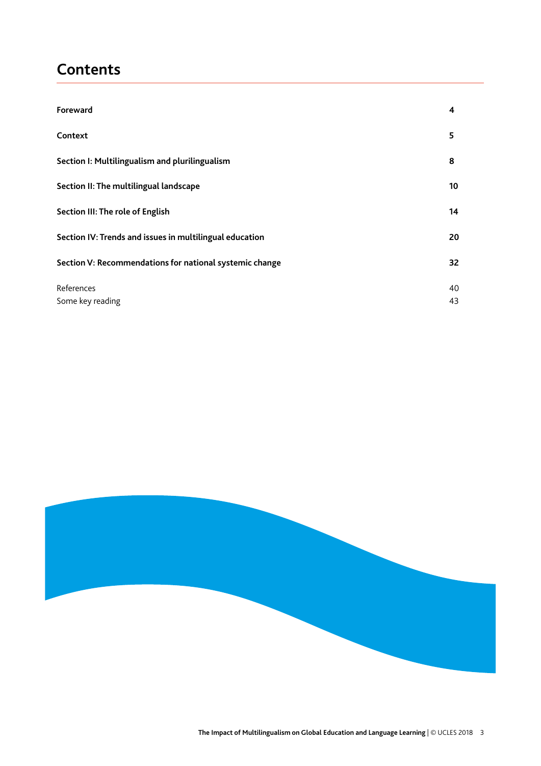# Contents

| | |
|---|---|
| **Foreward** | **4** |
| **Context** | **5** |
| **Section I: Multilingualism and plurilingualism** | **8** |
| **Section II: The multilingual landscape** | **10** |
| **Section III: The role of English** | **14** |
| **Section IV: Trends and issues in multilingual education** | **20** |
| **Section V: Recommendations for national systemic change** | **32** |
| References | 40 |
| Some key reading | 43 |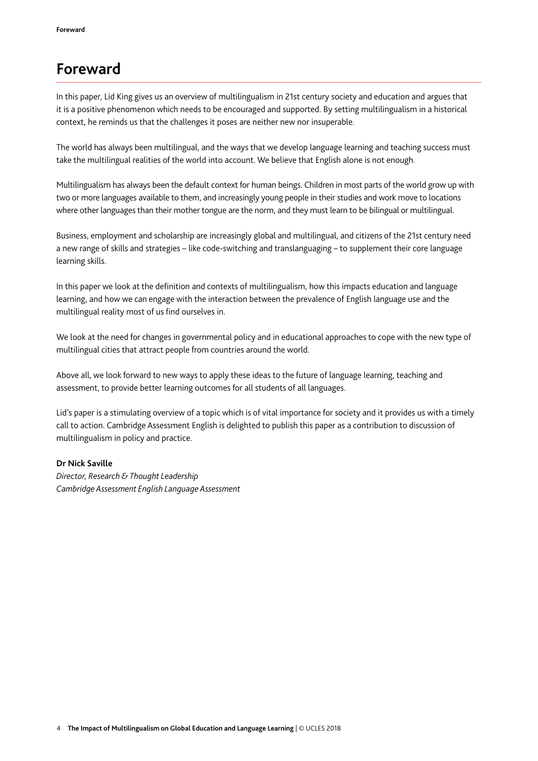# Foreward

In this paper, Lid King gives us an overview of multilingualism in 21st century society and education and argues that it is a positive phenomenon which needs to be encouraged and supported. By setting multilingualism in a historical context, he reminds us that the challenges it poses are neither new nor insuperable.

The world has always been multilingual, and the ways that we develop language learning and teaching success must take the multilingual realities of the world into account. We believe that English alone is not enough.

Multilingualism has always been the default context for human beings. Children in most parts of the world grow up with two or more languages available to them, and increasingly young people in their studies and work move to locations where other languages than their mother tongue are the norm, and they must learn to be bilingual or multilingual.

Business, employment and scholarship are increasingly global and multilingual, and citizens of the 21st century need a new range of skills and strategies – like code-switching and translanguaging – to supplement their core language learning skills.

In this paper we look at the definition and contexts of multilingualism, how this impacts education and language learning, and how we can engage with the interaction between the prevalence of English language use and the multilingual reality most of us find ourselves in.

We look at the need for changes in governmental policy and in educational approaches to cope with the new type of multilingual cities that attract people from countries around the world.

Above all, we look forward to new ways to apply these ideas to the future of language learning, teaching and assessment, to provide better learning outcomes for all students of all languages.

Lid's paper is a stimulating overview of a topic which is of vital importance for society and it provides us with a timely call to action. Cambridge Assessment English is delighted to publish this paper as a contribution to discussion of multilingualism in policy and practice.

**Dr Nick Saville**
*Director, Research & Thought Leadership*
*Cambridge Assessment English Language Assessment*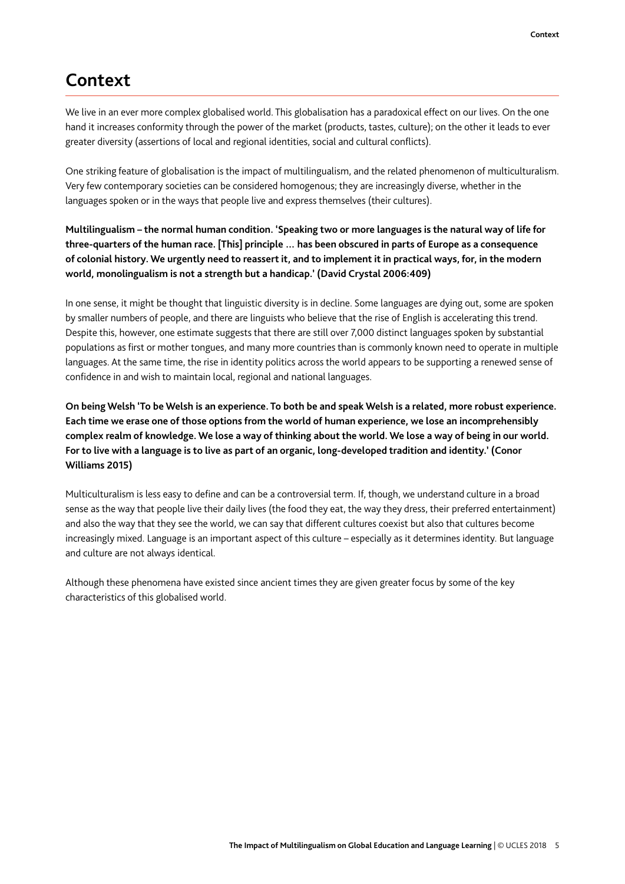# Context

We live in an ever more complex globalised world. This globalisation has a paradoxical effect on our lives. On the one hand it increases conformity through the power of the market (products, tastes, culture); on the other it leads to ever greater diversity (assertions of local and regional identities, social and cultural conflicts).

One striking feature of globalisation is the impact of multilingualism, and the related phenomenon of multiculturalism. Very few contemporary societies can be considered homogenous; they are increasingly diverse, whether in the languages spoken or in the ways that people live and express themselves (their cultures).

**Multilingualism – the normal human condition. 'Speaking two or more languages is the natural way of life for three-quarters of the human race. [This] principle … has been obscured in parts of Europe as a consequence of colonial history. We urgently need to reassert it, and to implement it in practical ways, for, in the modern world, monolingualism is not a strength but a handicap.' (David Crystal 2006:409)**

In one sense, it might be thought that linguistic diversity is in decline. Some languages are dying out, some are spoken by smaller numbers of people, and there are linguists who believe that the rise of English is accelerating this trend. Despite this, however, one estimate suggests that there are still over 7,000 distinct languages spoken by substantial populations as first or mother tongues, and many more countries than is commonly known need to operate in multiple languages. At the same time, the rise in identity politics across the world appears to be supporting a renewed sense of confidence in and wish to maintain local, regional and national languages.

**On being Welsh 'To be Welsh is an experience. To both be and speak Welsh is a related, more robust experience. Each time we erase one of those options from the world of human experience, we lose an incomprehensibly complex realm of knowledge. We lose a way of thinking about the world. We lose a way of being in our world. For to live with a language is to live as part of an organic, long-developed tradition and identity.' (Conor Williams 2015)**

Multiculturalism is less easy to define and can be a controversial term. If, though, we understand culture in a broad sense as the way that people live their daily lives (the food they eat, the way they dress, their preferred entertainment) and also the way that they see the world, we can say that different cultures coexist but also that cultures become increasingly mixed. Language is an important aspect of this culture – especially as it determines identity. But language and culture are not always identical.

Although these phenomena have existed since ancient times they are given greater focus by some of the key characteristics of this globalised world.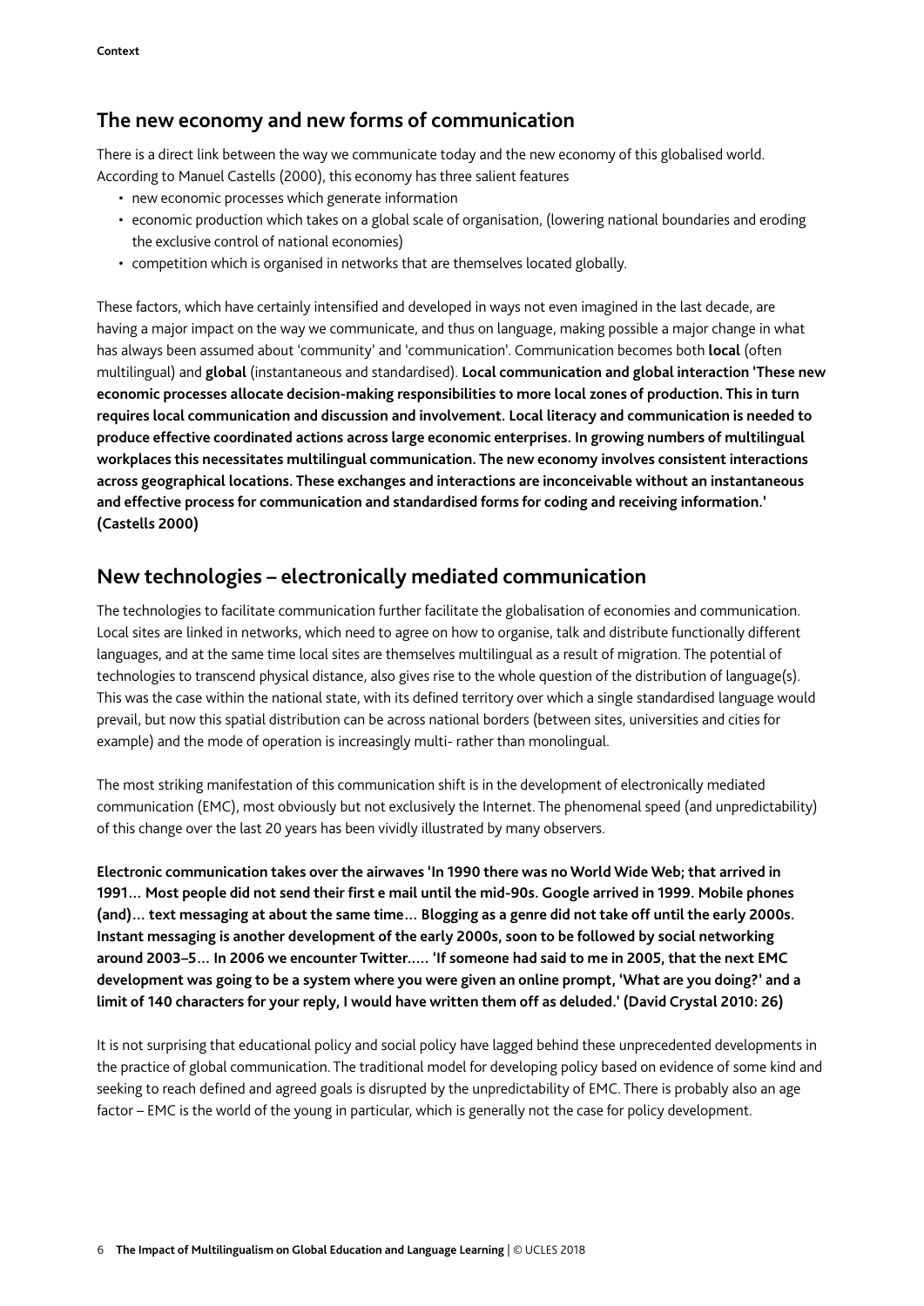## The new economy and new forms of communication

There is a direct link between the way we communicate today and the new economy of this globalised world. According to Manuel Castells (2000), this economy has three salient features

- new economic processes which generate information
- economic production which takes on a global scale of organisation, (lowering national boundaries and eroding the exclusive control of national economies)
- competition which is organised in networks that are themselves located globally.

These factors, which have certainly intensified and developed in ways not even imagined in the last decade, are having a major impact on the way we communicate, and thus on language, making possible a major change in what has always been assumed about 'community' and 'communication'. Communication becomes both **local** (often multilingual) and **global** (instantaneous and standardised). **Local communication and global interaction 'These new economic processes allocate decision-making responsibilities to more local zones of production. This in turn requires local communication and discussion and involvement. Local literacy and communication is needed to produce effective coordinated actions across large economic enterprises. In growing numbers of multilingual workplaces this necessitates multilingual communication. The new economy involves consistent interactions across geographical locations. These exchanges and interactions are inconceivable without an instantaneous and effective process for communication and standardised forms for coding and receiving information.' (Castells 2000)**

## New technologies – electronically mediated communication

The technologies to facilitate communication further facilitate the globalisation of economies and communication. Local sites are linked in networks, which need to agree on how to organise, talk and distribute functionally different languages, and at the same time local sites are themselves multilingual as a result of migration. The potential of technologies to transcend physical distance, also gives rise to the whole question of the distribution of language(s). This was the case within the national state, with its defined territory over which a single standardised language would prevail, but now this spatial distribution can be across national borders (between sites, universities and cities for example) and the mode of operation is increasingly multi- rather than monolingual.

The most striking manifestation of this communication shift is in the development of electronically mediated communication (EMC), most obviously but not exclusively the Internet. The phenomenal speed (and unpredictability) of this change over the last 20 years has been vividly illustrated by many observers.

**Electronic communication takes over the airwaves 'In 1990 there was no World Wide Web; that arrived in 1991… Most people did not send their first e mail until the mid-90s. Google arrived in 1999. Mobile phones (and)… text messaging at about the same time… Blogging as a genre did not take off until the early 2000s. Instant messaging is another development of the early 2000s, soon to be followed by social networking around 2003–5… In 2006 we encounter Twitter….. 'If someone had said to me in 2005, that the next EMC development was going to be a system where you were given an online prompt, 'What are you doing?' and a limit of 140 characters for your reply, I would have written them off as deluded.' (David Crystal 2010: 26)**

It is not surprising that educational policy and social policy have lagged behind these unprecedented developments in the practice of global communication. The traditional model for developing policy based on evidence of some kind and seeking to reach defined and agreed goals is disrupted by the unpredictability of EMC. There is probably also an age factor – EMC is the world of the young in particular, which is generally not the case for policy development.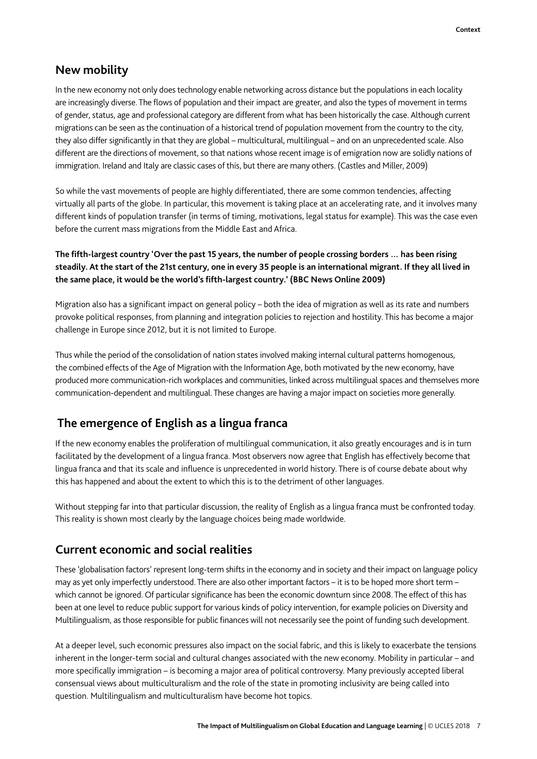## New mobility

In the new economy not only does technology enable networking across distance but the populations in each locality are increasingly diverse. The flows of population and their impact are greater, and also the types of movement in terms of gender, status, age and professional category are different from what has been historically the case. Although current migrations can be seen as the continuation of a historical trend of population movement from the country to the city, they also differ significantly in that they are global – multicultural, multilingual – and on an unprecedented scale. Also different are the directions of movement, so that nations whose recent image is of emigration now are solidly nations of immigration. Ireland and Italy are classic cases of this, but there are many others. (Castles and Miller, 2009)

So while the vast movements of people are highly differentiated, there are some common tendencies, affecting virtually all parts of the globe. In particular, this movement is taking place at an accelerating rate, and it involves many different kinds of population transfer (in terms of timing, motivations, legal status for example). This was the case even before the current mass migrations from the Middle East and Africa.

**The fifth-largest country 'Over the past 15 years, the number of people crossing borders … has been rising steadily. At the start of the 21st century, one in every 35 people is an international migrant. If they all lived in the same place, it would be the world's fifth-largest country.' (BBC News Online 2009)**

Migration also has a significant impact on general policy – both the idea of migration as well as its rate and numbers provoke political responses, from planning and integration policies to rejection and hostility. This has become a major challenge in Europe since 2012, but it is not limited to Europe.

Thus while the period of the consolidation of nation states involved making internal cultural patterns homogenous, the combined effects of the Age of Migration with the Information Age, both motivated by the new economy, have produced more communication-rich workplaces and communities, linked across multilingual spaces and themselves more communication-dependent and multilingual. These changes are having a major impact on societies more generally.

## The emergence of English as a lingua franca

If the new economy enables the proliferation of multilingual communication, it also greatly encourages and is in turn facilitated by the development of a lingua franca. Most observers now agree that English has effectively become that lingua franca and that its scale and influence is unprecedented in world history. There is of course debate about why this has happened and about the extent to which this is to the detriment of other languages.

Without stepping far into that particular discussion, the reality of English as a lingua franca must be confronted today. This reality is shown most clearly by the language choices being made worldwide.

## Current economic and social realities

These 'globalisation factors' represent long-term shifts in the economy and in society and their impact on language policy may as yet only imperfectly understood. There are also other important factors – it is to be hoped more short term – which cannot be ignored. Of particular significance has been the economic downturn since 2008. The effect of this has been at one level to reduce public support for various kinds of policy intervention, for example policies on Diversity and Multilingualism, as those responsible for public finances will not necessarily see the point of funding such development.

At a deeper level, such economic pressures also impact on the social fabric, and this is likely to exacerbate the tensions inherent in the longer-term social and cultural changes associated with the new economy. Mobility in particular – and more specifically immigration – is becoming a major area of political controversy. Many previously accepted liberal consensual views about multiculturalism and the role of the state in promoting inclusivity are being called into question. Multilingualism and multiculturalism have become hot topics.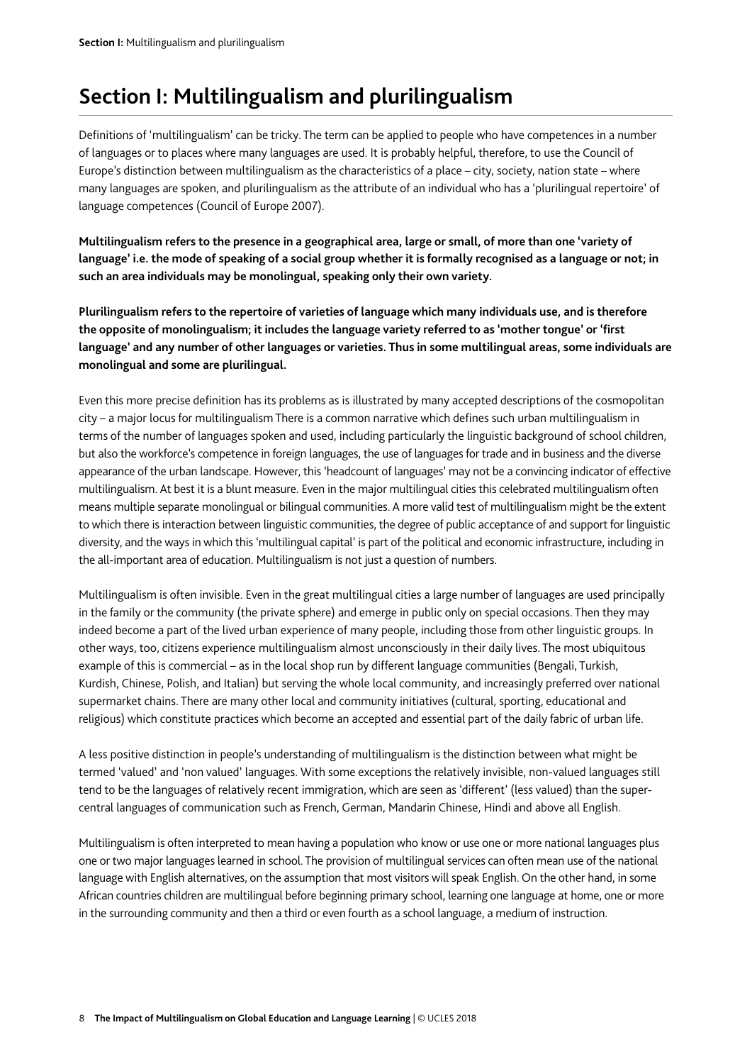# Section I: Multilingualism and plurilingualism

Definitions of 'multilingualism' can be tricky. The term can be applied to people who have competences in a number of languages or to places where many languages are used. It is probably helpful, therefore, to use the Council of Europe's distinction between multilingualism as the characteristics of a place – city, society, nation state – where many languages are spoken, and plurilingualism as the attribute of an individual who has a 'plurilingual repertoire' of language competences (Council of Europe 2007).

**Multilingualism refers to the presence in a geographical area, large or small, of more than one 'variety of language' i.e. the mode of speaking of a social group whether it is formally recognised as a language or not; in such an area individuals may be monolingual, speaking only their own variety.**

**Plurilingualism refers to the repertoire of varieties of language which many individuals use, and is therefore the opposite of monolingualism; it includes the language variety referred to as 'mother tongue' or 'first language' and any number of other languages or varieties. Thus in some multilingual areas, some individuals are monolingual and some are plurilingual.**

Even this more precise definition has its problems as is illustrated by many accepted descriptions of the cosmopolitan city – a major locus for multilingualism There is a common narrative which defines such urban multilingualism in terms of the number of languages spoken and used, including particularly the linguistic background of school children, but also the workforce's competence in foreign languages, the use of languages for trade and in business and the diverse appearance of the urban landscape. However, this 'headcount of languages' may not be a convincing indicator of effective multilingualism. At best it is a blunt measure. Even in the major multilingual cities this celebrated multilingualism often means multiple separate monolingual or bilingual communities. A more valid test of multilingualism might be the extent to which there is interaction between linguistic communities, the degree of public acceptance of and support for linguistic diversity, and the ways in which this 'multilingual capital' is part of the political and economic infrastructure, including in the all-important area of education. Multilingualism is not just a question of numbers.

Multilingualism is often invisible. Even in the great multilingual cities a large number of languages are used principally in the family or the community (the private sphere) and emerge in public only on special occasions. Then they may indeed become a part of the lived urban experience of many people, including those from other linguistic groups. In other ways, too, citizens experience multilingualism almost unconsciously in their daily lives. The most ubiquitous example of this is commercial – as in the local shop run by different language communities (Bengali, Turkish, Kurdish, Chinese, Polish, and Italian) but serving the whole local community, and increasingly preferred over national supermarket chains. There are many other local and community initiatives (cultural, sporting, educational and religious) which constitute practices which become an accepted and essential part of the daily fabric of urban life.

A less positive distinction in people's understanding of multilingualism is the distinction between what might be termed 'valued' and 'non valued' languages. With some exceptions the relatively invisible, non-valued languages still tend to be the languages of relatively recent immigration, which are seen as 'different' (less valued) than the super-central languages of communication such as French, German, Mandarin Chinese, Hindi and above all English.

Multilingualism is often interpreted to mean having a population who know or use one or more national languages plus one or two major languages learned in school. The provision of multilingual services can often mean use of the national language with English alternatives, on the assumption that most visitors will speak English. On the other hand, in some African countries children are multilingual before beginning primary school, learning one language at home, one or more in the surrounding community and then a third or even fourth as a school language, a medium of instruction.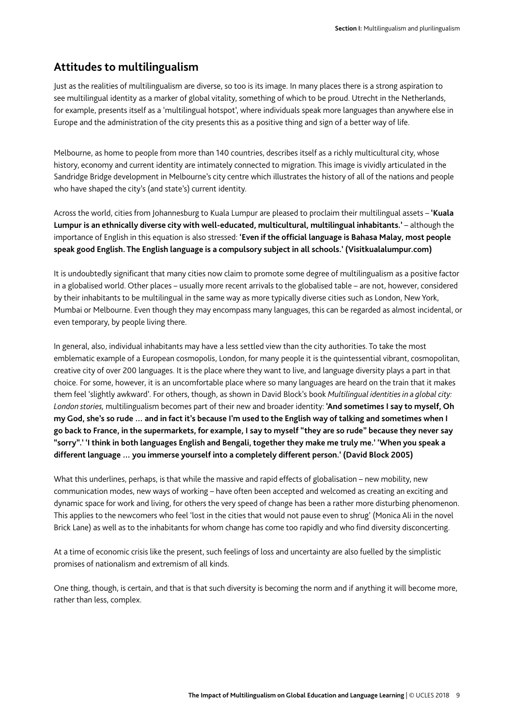## Attitudes to multilingualism

Just as the realities of multilingualism are diverse, so too is its image. In many places there is a strong aspiration to see multilingual identity as a marker of global vitality, something of which to be proud. Utrecht in the Netherlands, for example, presents itself as a 'multilingual hotspot', where individuals speak more languages than anywhere else in Europe and the administration of the city presents this as a positive thing and sign of a better way of life.

Melbourne, as home to people from more than 140 countries, describes itself as a richly multicultural city, whose history, economy and current identity are intimately connected to migration. This image is vividly articulated in the Sandridge Bridge development in Melbourne's city centre which illustrates the history of all of the nations and people who have shaped the city's (and state's) current identity.

Across the world, cities from Johannesburg to Kuala Lumpur are pleased to proclaim their multilingual assets – **'Kuala Lumpur is an ethnically diverse city with well-educated, multicultural, multilingual inhabitants.'** – although the importance of English in this equation is also stressed: **'Even if the official language is Bahasa Malay, most people speak good English. The English language is a compulsory subject in all schools.' (Visitkualalumpur.com)**

It is undoubtedly significant that many cities now claim to promote some degree of multilingualism as a positive factor in a globalised world. Other places – usually more recent arrivals to the globalised table – are not, however, considered by their inhabitants to be multilingual in the same way as more typically diverse cities such as London, New York, Mumbai or Melbourne. Even though they may encompass many languages, this can be regarded as almost incidental, or even temporary, by people living there.

In general, also, individual inhabitants may have a less settled view than the city authorities. To take the most emblematic example of a European cosmopolis, London, for many people it is the quintessential vibrant, cosmopolitan, creative city of over 200 languages. It is the place where they want to live, and language diversity plays a part in that choice. For some, however, it is an uncomfortable place where so many languages are heard on the train that it makes them feel 'slightly awkward'. For others, though, as shown in David Block's book *Multilingual identities in a global city: London stories,* multilingualism becomes part of their new and broader identity: **'And sometimes I say to myself, Oh my God, she's so rude … and in fact it's because I'm used to the English way of talking and sometimes when I go back to France, in the supermarkets, for example, I say to myself "they are so rude" because they never say "sorry".' 'I think in both languages English and Bengali, together they make me truly me.' 'When you speak a different language … you immerse yourself into a completely different person.' (David Block 2005)**

What this underlines, perhaps, is that while the massive and rapid effects of globalisation – new mobility, new communication modes, new ways of working – have often been accepted and welcomed as creating an exciting and dynamic space for work and living, for others the very speed of change has been a rather more disturbing phenomenon. This applies to the newcomers who feel 'lost in the cities that would not pause even to shrug' (Monica Ali in the novel Brick Lane) as well as to the inhabitants for whom change has come too rapidly and who find diversity disconcerting.

At a time of economic crisis like the present, such feelings of loss and uncertainty are also fuelled by the simplistic promises of nationalism and extremism of all kinds.

One thing, though, is certain, and that is that such diversity is becoming the norm and if anything it will become more, rather than less, complex.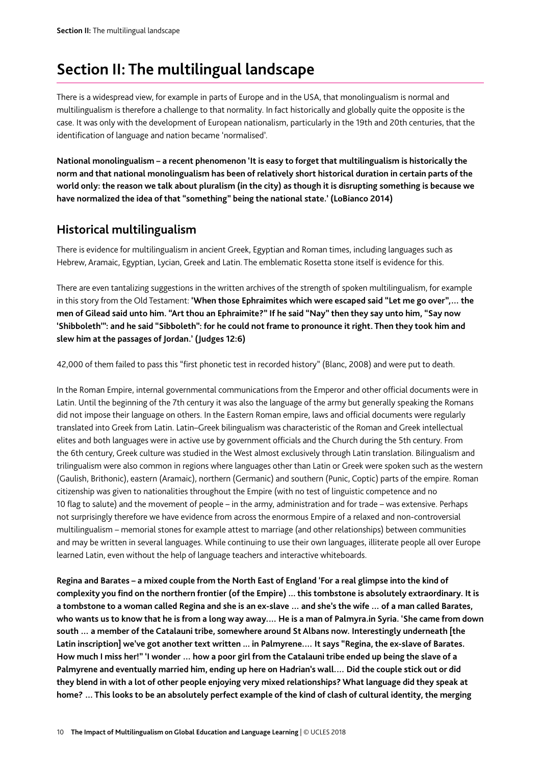# Section II: The multilingual landscape

There is a widespread view, for example in parts of Europe and in the USA, that monolingualism is normal and multilingualism is therefore a challenge to that normality. In fact historically and globally quite the opposite is the case. It was only with the development of European nationalism, particularly in the 19th and 20th centuries, that the identification of language and nation became 'normalised'.

**National monolingualism – a recent phenomenon 'It is easy to forget that multilingualism is historically the norm and that national monolingualism has been of relatively short historical duration in certain parts of the world only: the reason we talk about pluralism (in the city) as though it is disrupting something is because we have normalized the idea of that "something" being the national state.' (LoBianco 2014)**

## Historical multilingualism

There is evidence for multilingualism in ancient Greek, Egyptian and Roman times, including languages such as Hebrew, Aramaic, Egyptian, Lycian, Greek and Latin. The emblematic Rosetta stone itself is evidence for this.

There are even tantalizing suggestions in the written archives of the strength of spoken multilingualism, for example in this story from the Old Testament: **'When those Ephraimites which were escaped said "Let me go over",… the men of Gilead said unto him. "Art thou an Ephraimite?" If he said "Nay" then they say unto him, "Say now 'Shibboleth'": and he said "Sibboleth": for he could not frame to pronounce it right. Then they took him and slew him at the passages of Jordan.' (Judges 12:6)**

42,000 of them failed to pass this "first phonetic test in recorded history" (Blanc, 2008) and were put to death.

In the Roman Empire, internal governmental communications from the Emperor and other official documents were in Latin. Until the beginning of the 7th century it was also the language of the army but generally speaking the Romans did not impose their language on others. In the Eastern Roman empire, laws and official documents were regularly translated into Greek from Latin. Latin–Greek bilingualism was characteristic of the Roman and Greek intellectual elites and both languages were in active use by government officials and the Church during the 5th century. From the 6th century, Greek culture was studied in the West almost exclusively through Latin translation. Bilingualism and trilingualism were also common in regions where languages other than Latin or Greek were spoken such as the western (Gaulish, Brithonic), eastern (Aramaic), northern (Germanic) and southern (Punic, Coptic) parts of the empire. Roman citizenship was given to nationalities throughout the Empire (with no test of linguistic competence and no flag to salute) and the movement of people – in the army, administration and for trade – was extensive. Perhaps not surprisingly therefore we have evidence from across the enormous Empire of a relaxed and non-controversial multilingualism – memorial stones for example attest to marriage (and other relationships) between communities and may be written in several languages. While continuing to use their own languages, illiterate people all over Europe learned Latin, even without the help of language teachers and interactive whiteboards.

**Regina and Barates – a mixed couple from the North East of England 'For a real glimpse into the kind of complexity you find on the northern frontier (of the Empire) … this tombstone is absolutely extraordinary. It is a tombstone to a woman called Regina and she is an ex-slave … and she's the wife … of a man called Barates, who wants us to know that he is from a long way away…. He is a man of Palmyra.in Syria. 'She came from down south … a member of the Catalauni tribe, somewhere around St Albans now. Interestingly underneath [the Latin inscription] we've got another text written … in Palmyrene…. It says "Regina, the ex-slave of Barates. How much I miss her!" 'I wonder … how a poor girl from the Catalauni tribe ended up being the slave of a Palmyrene and eventually married him, ending up here on Hadrian's wall…. Did the couple stick out or did they blend in with a lot of other people enjoying very mixed relationships? What language did they speak at home? … This looks to be an absolutely perfect example of the kind of clash of cultural identity, the merging**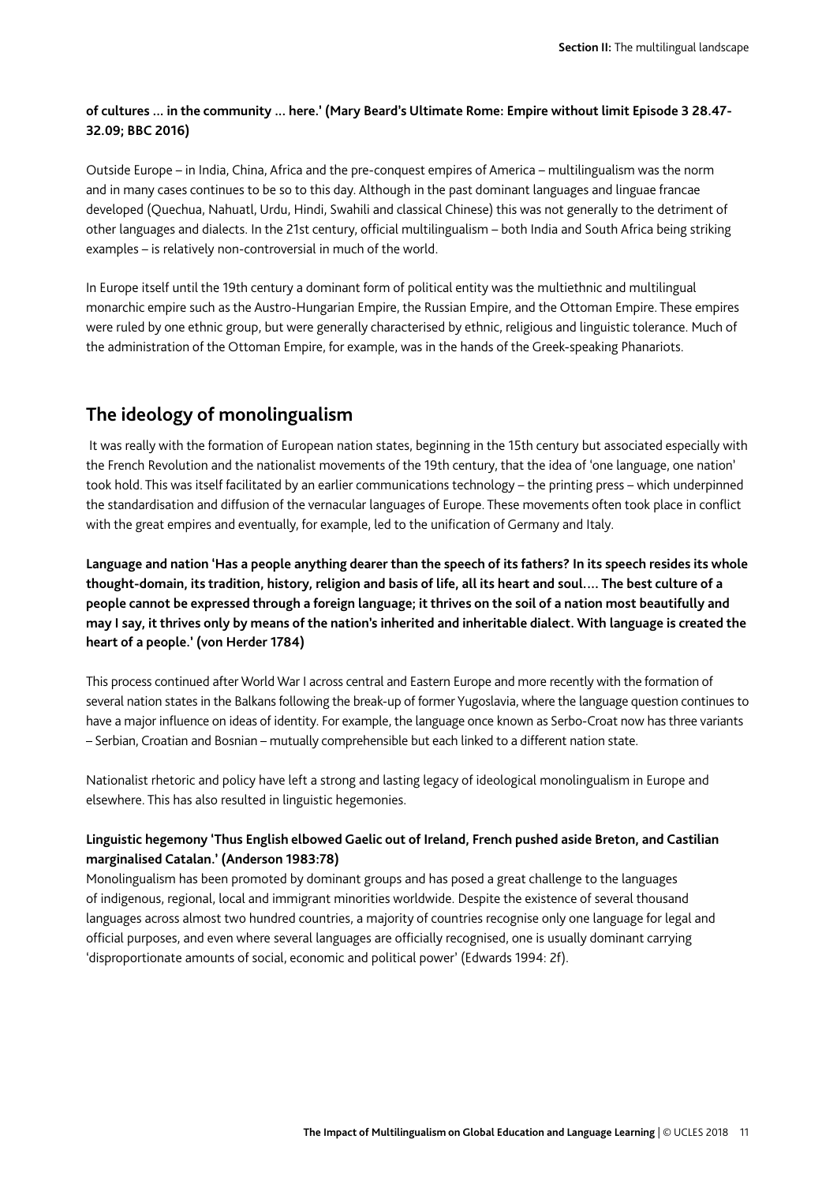**of cultures … in the community … here.' (Mary Beard's Ultimate Rome: Empire without limit Episode 3 28.47-32.09; BBC 2016)**

Outside Europe – in India, China, Africa and the pre-conquest empires of America – multilingualism was the norm and in many cases continues to be so to this day. Although in the past dominant languages and linguae francae developed (Quechua, Nahuatl, Urdu, Hindi, Swahili and classical Chinese) this was not generally to the detriment of other languages and dialects. In the 21st century, official multilingualism – both India and South Africa being striking examples – is relatively non-controversial in much of the world.

In Europe itself until the 19th century a dominant form of political entity was the multiethnic and multilingual monarchic empire such as the Austro-Hungarian Empire, the Russian Empire, and the Ottoman Empire. These empires were ruled by one ethnic group, but were generally characterised by ethnic, religious and linguistic tolerance. Much of the administration of the Ottoman Empire, for example, was in the hands of the Greek-speaking Phanariots.

## The ideology of monolingualism

It was really with the formation of European nation states, beginning in the 15th century but associated especially with the French Revolution and the nationalist movements of the 19th century, that the idea of 'one language, one nation' took hold. This was itself facilitated by an earlier communications technology – the printing press – which underpinned the standardisation and diffusion of the vernacular languages of Europe. These movements often took place in conflict with the great empires and eventually, for example, led to the unification of Germany and Italy.

**Language and nation 'Has a people anything dearer than the speech of its fathers? In its speech resides its whole thought-domain, its tradition, history, religion and basis of life, all its heart and soul.… The best culture of a people cannot be expressed through a foreign language; it thrives on the soil of a nation most beautifully and may I say, it thrives only by means of the nation's inherited and inheritable dialect. With language is created the heart of a people.' (von Herder 1784)**

This process continued after World War I across central and Eastern Europe and more recently with the formation of several nation states in the Balkans following the break-up of former Yugoslavia, where the language question continues to have a major influence on ideas of identity. For example, the language once known as Serbo-Croat now has three variants – Serbian, Croatian and Bosnian – mutually comprehensible but each linked to a different nation state.

Nationalist rhetoric and policy have left a strong and lasting legacy of ideological monolingualism in Europe and elsewhere. This has also resulted in linguistic hegemonies.

**Linguistic hegemony 'Thus English elbowed Gaelic out of Ireland, French pushed aside Breton, and Castilian marginalised Catalan.' (Anderson 1983:78)**

Monolingualism has been promoted by dominant groups and has posed a great challenge to the languages of indigenous, regional, local and immigrant minorities worldwide. Despite the existence of several thousand languages across almost two hundred countries, a majority of countries recognise only one language for legal and official purposes, and even where several languages are officially recognised, one is usually dominant carrying 'disproportionate amounts of social, economic and political power' (Edwards 1994: 2f).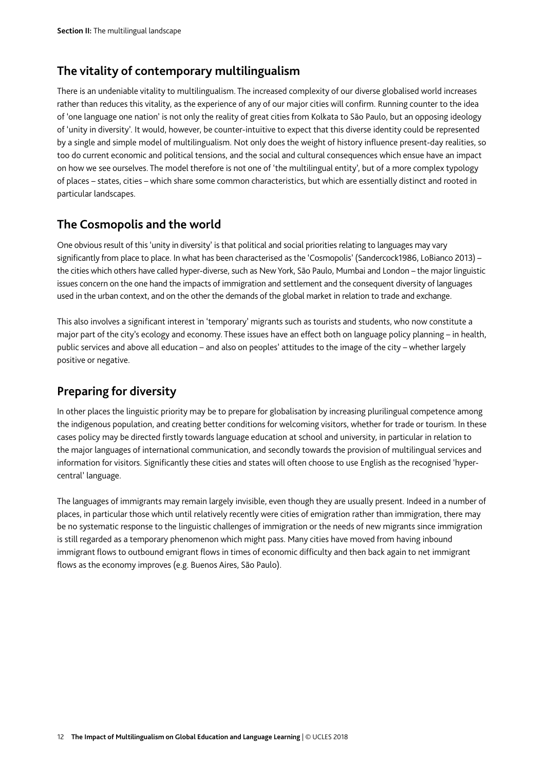## The vitality of contemporary multilingualism

There is an undeniable vitality to multilingualism. The increased complexity of our diverse globalised world increases rather than reduces this vitality, as the experience of any of our major cities will confirm. Running counter to the idea of 'one language one nation' is not only the reality of great cities from Kolkata to São Paulo, but an opposing ideology of 'unity in diversity'. It would, however, be counter-intuitive to expect that this diverse identity could be represented by a single and simple model of multilingualism. Not only does the weight of history influence present-day realities, so too do current economic and political tensions, and the social and cultural consequences which ensue have an impact on how we see ourselves. The model therefore is not one of 'the multilingual entity', but of a more complex typology of places – states, cities – which share some common characteristics, but which are essentially distinct and rooted in particular landscapes.

## The Cosmopolis and the world

One obvious result of this 'unity in diversity' is that political and social priorities relating to languages may vary significantly from place to place. In what has been characterised as the 'Cosmopolis' (Sandercock1986, LoBianco 2013) – the cities which others have called hyper-diverse, such as New York, São Paulo, Mumbai and London – the major linguistic issues concern on the one hand the impacts of immigration and settlement and the consequent diversity of languages used in the urban context, and on the other the demands of the global market in relation to trade and exchange.

This also involves a significant interest in 'temporary' migrants such as tourists and students, who now constitute a major part of the city's ecology and economy. These issues have an effect both on language policy planning – in health, public services and above all education – and also on peoples' attitudes to the image of the city – whether largely positive or negative.

## Preparing for diversity

In other places the linguistic priority may be to prepare for globalisation by increasing plurilingual competence among the indigenous population, and creating better conditions for welcoming visitors, whether for trade or tourism. In these cases policy may be directed firstly towards language education at school and university, in particular in relation to the major languages of international communication, and secondly towards the provision of multilingual services and information for visitors. Significantly these cities and states will often choose to use English as the recognised 'hyper-central' language.

The languages of immigrants may remain largely invisible, even though they are usually present. Indeed in a number of places, in particular those which until relatively recently were cities of emigration rather than immigration, there may be no systematic response to the linguistic challenges of immigration or the needs of new migrants since immigration is still regarded as a temporary phenomenon which might pass. Many cities have moved from having inbound immigrant flows to outbound emigrant flows in times of economic difficulty and then back again to net immigrant flows as the economy improves (e.g. Buenos Aires, São Paulo).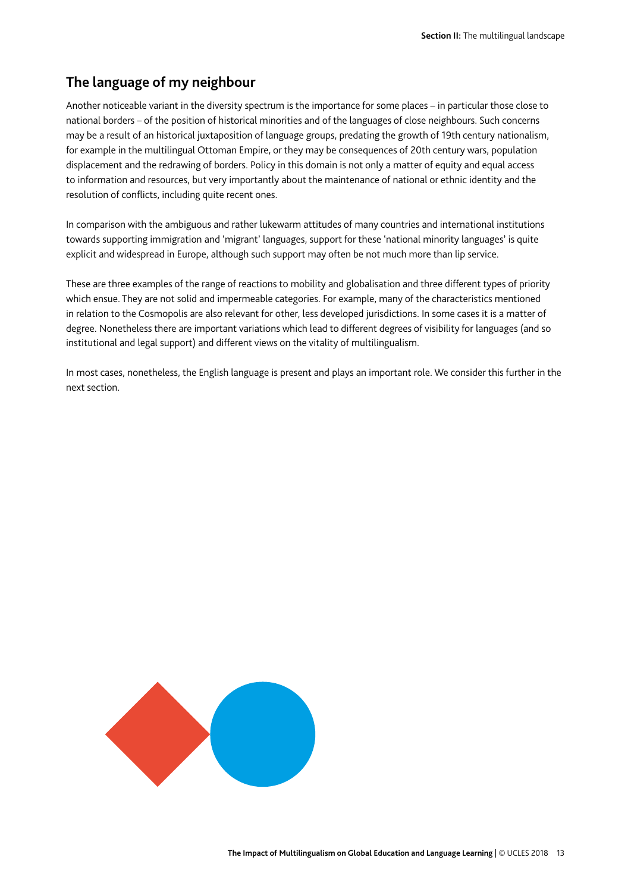## The language of my neighbour

Another noticeable variant in the diversity spectrum is the importance for some places – in particular those close to national borders – of the position of historical minorities and of the languages of close neighbours. Such concerns may be a result of an historical juxtaposition of language groups, predating the growth of 19th century nationalism, for example in the multilingual Ottoman Empire, or they may be consequences of 20th century wars, population displacement and the redrawing of borders. Policy in this domain is not only a matter of equity and equal access to information and resources, but very importantly about the maintenance of national or ethnic identity and the resolution of conflicts, including quite recent ones.

In comparison with the ambiguous and rather lukewarm attitudes of many countries and international institutions towards supporting immigration and 'migrant' languages, support for these 'national minority languages' is quite explicit and widespread in Europe, although such support may often be not much more than lip service.

These are three examples of the range of reactions to mobility and globalisation and three different types of priority which ensue. They are not solid and impermeable categories. For example, many of the characteristics mentioned in relation to the Cosmopolis are also relevant for other, less developed jurisdictions. In some cases it is a matter of degree. Nonetheless there are important variations which lead to different degrees of visibility for languages (and so institutional and legal support) and different views on the vitality of multilingualism.

In most cases, nonetheless, the English language is present and plays an important role. We consider this further in the next section.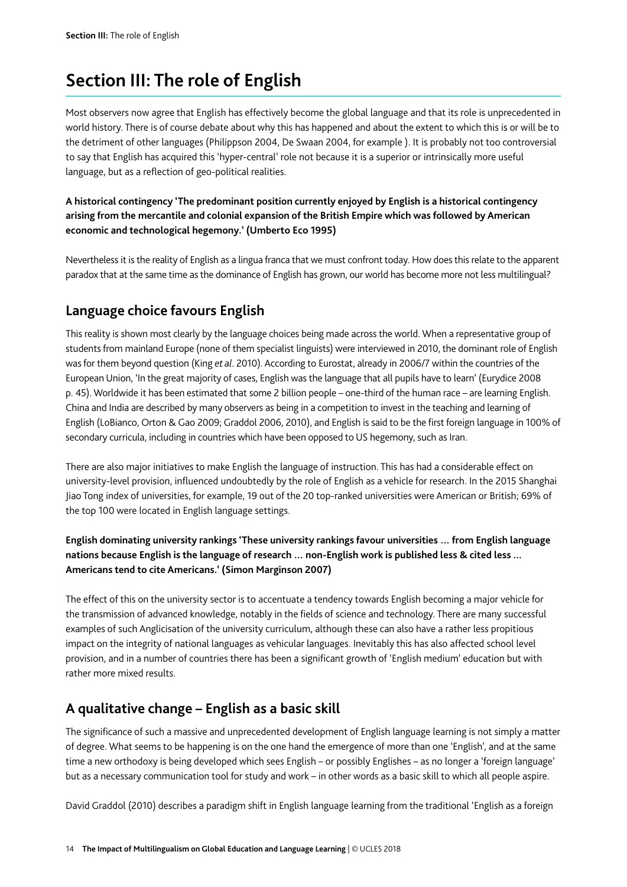# Section III: The role of English

Most observers now agree that English has effectively become the global language and that its role is unprecedented in world history. There is of course debate about why this has happened and about the extent to which this is or will be to the detriment of other languages (Philippson 2004, De Swaan 2004, for example ). It is probably not too controversial to say that English has acquired this 'hyper-central' role not because it is a superior or intrinsically more useful language, but as a reflection of geo-political realities.

**A historical contingency 'The predominant position currently enjoyed by English is a historical contingency arising from the mercantile and colonial expansion of the British Empire which was followed by American economic and technological hegemony.' (Umberto Eco 1995)**

Nevertheless it is the reality of English as a lingua franca that we must confront today. How does this relate to the apparent paradox that at the same time as the dominance of English has grown, our world has become more not less multilingual?

## Language choice favours English

This reality is shown most clearly by the language choices being made across the world. When a representative group of students from mainland Europe (none of them specialist linguists) were interviewed in 2010, the dominant role of English was for them beyond question (King *et al*. 2010). According to Eurostat, already in 2006/7 within the countries of the European Union, 'In the great majority of cases, English was the language that all pupils have to learn' (Eurydice 2008 p. 45). Worldwide it has been estimated that some 2 billion people – one-third of the human race – are learning English. China and India are described by many observers as being in a competition to invest in the teaching and learning of English (LoBianco, Orton & Gao 2009; Graddol 2006, 2010), and English is said to be the first foreign language in 100% of secondary curricula, including in countries which have been opposed to US hegemony, such as Iran.

There are also major initiatives to make English the language of instruction. This has had a considerable effect on university-level provision, influenced undoubtedly by the role of English as a vehicle for research. In the 2015 Shanghai Jiao Tong index of universities, for example, 19 out of the 20 top-ranked universities were American or British; 69% of the top 100 were located in English language settings.

**English dominating university rankings 'These university rankings favour universities … from English language nations because English is the language of research … non-English work is published less & cited less … Americans tend to cite Americans.' (Simon Marginson 2007)**

The effect of this on the university sector is to accentuate a tendency towards English becoming a major vehicle for the transmission of advanced knowledge, notably in the fields of science and technology. There are many successful examples of such Anglicisation of the university curriculum, although these can also have a rather less propitious impact on the integrity of national languages as vehicular languages. Inevitably this has also affected school level provision, and in a number of countries there has been a significant growth of 'English medium' education but with rather more mixed results.

## A qualitative change – English as a basic skill

The significance of such a massive and unprecedented development of English language learning is not simply a matter of degree. What seems to be happening is on the one hand the emergence of more than one 'English', and at the same time a new orthodoxy is being developed which sees English – or possibly Englishes – as no longer a 'foreign language' but as a necessary communication tool for study and work – in other words as a basic skill to which all people aspire.

David Graddol (2010) describes a paradigm shift in English language learning from the traditional 'English as a foreign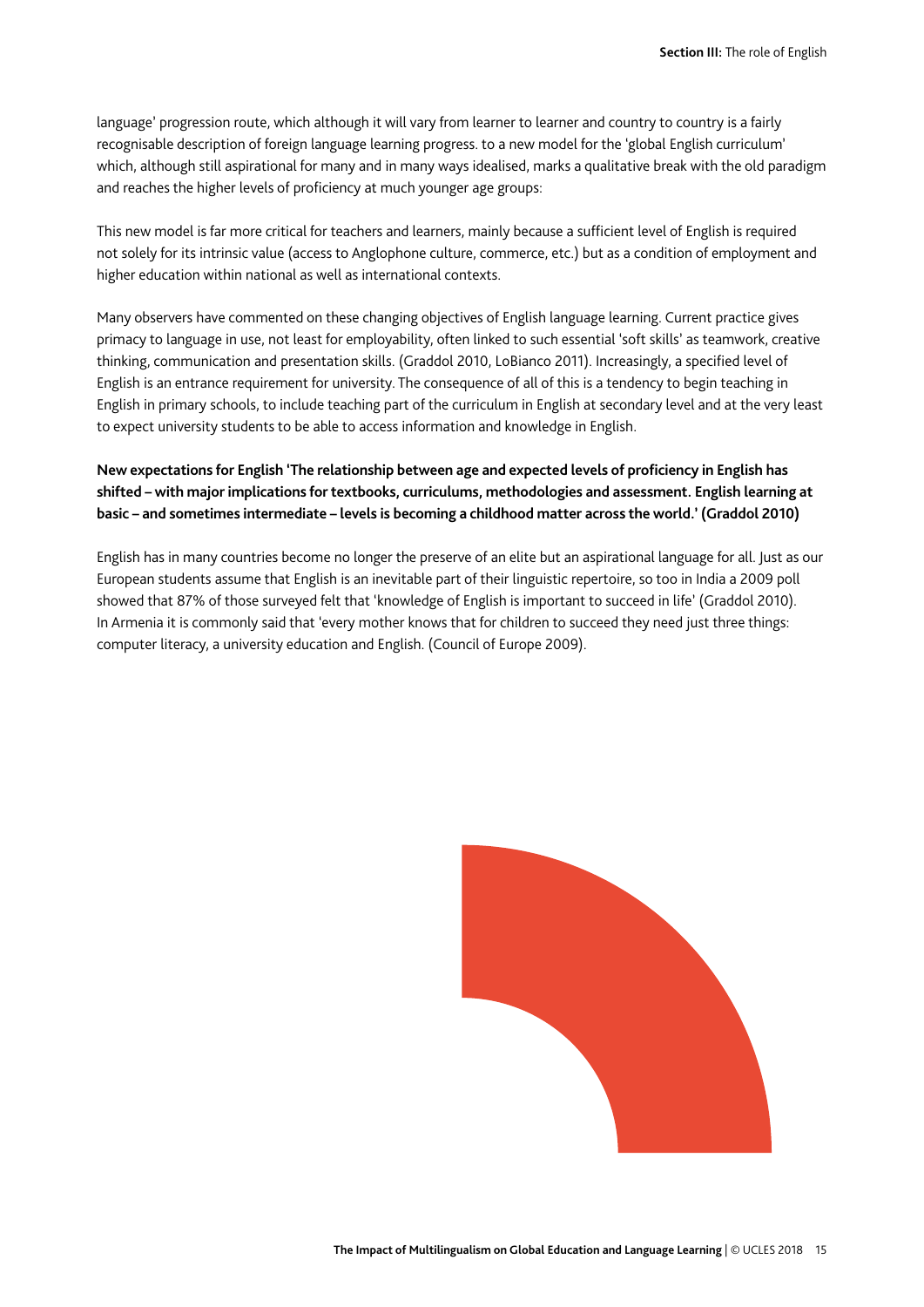language' progression route, which although it will vary from learner to learner and country to country is a fairly recognisable description of foreign language learning progress. to a new model for the 'global English curriculum' which, although still aspirational for many and in many ways idealised, marks a qualitative break with the old paradigm and reaches the higher levels of proficiency at much younger age groups:

This new model is far more critical for teachers and learners, mainly because a sufficient level of English is required not solely for its intrinsic value (access to Anglophone culture, commerce, etc.) but as a condition of employment and higher education within national as well as international contexts.

Many observers have commented on these changing objectives of English language learning. Current practice gives primacy to language in use, not least for employability, often linked to such essential 'soft skills' as teamwork, creative thinking, communication and presentation skills. (Graddol 2010, LoBianco 2011). Increasingly, a specified level of English is an entrance requirement for university. The consequence of all of this is a tendency to begin teaching in English in primary schools, to include teaching part of the curriculum in English at secondary level and at the very least to expect university students to be able to access information and knowledge in English.

**New expectations for English 'The relationship between age and expected levels of proficiency in English has shifted – with major implications for textbooks, curriculums, methodologies and assessment. English learning at basic – and sometimes intermediate – levels is becoming a childhood matter across the world.' (Graddol 2010)**

English has in many countries become no longer the preserve of an elite but an aspirational language for all. Just as our European students assume that English is an inevitable part of their linguistic repertoire, so too in India a 2009 poll showed that 87% of those surveyed felt that 'knowledge of English is important to succeed in life' (Graddol 2010). In Armenia it is commonly said that 'every mother knows that for children to succeed they need just three things: computer literacy, a university education and English. (Council of Europe 2009).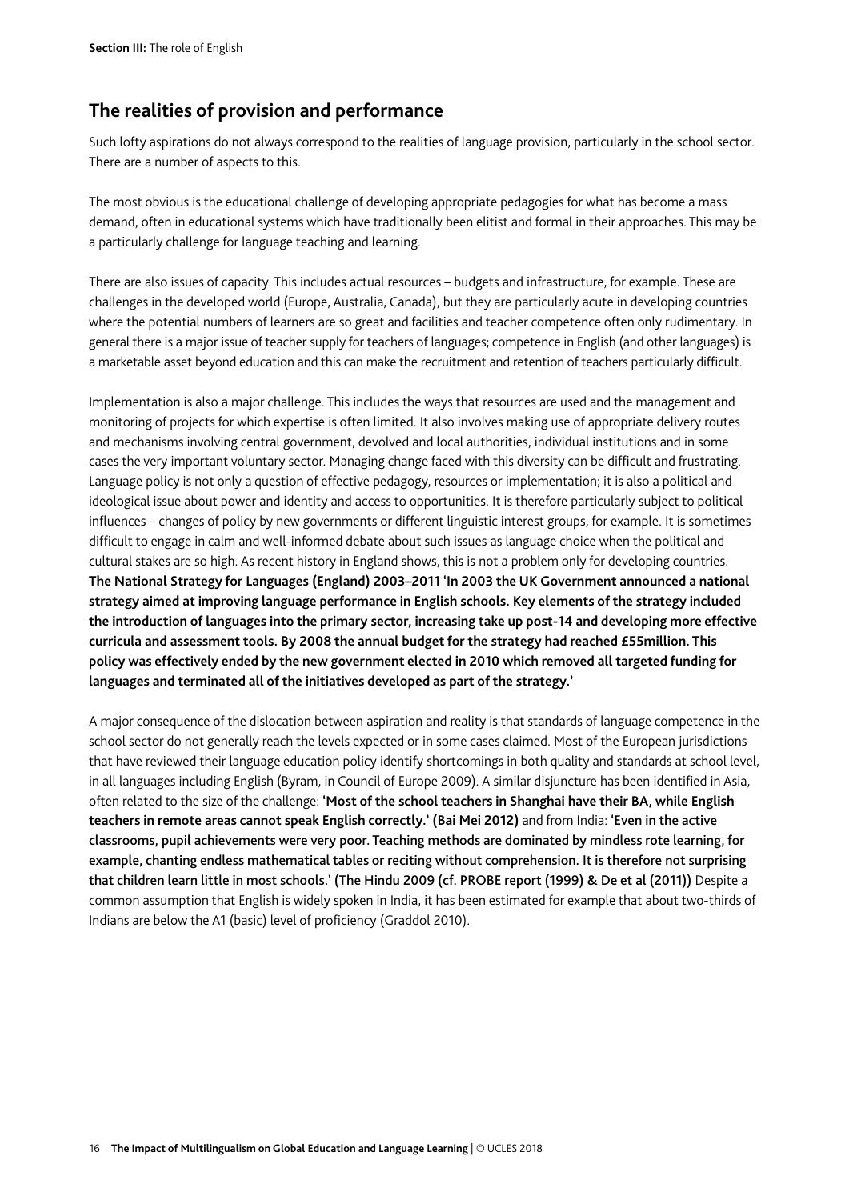## The realities of provision and performance

Such lofty aspirations do not always correspond to the realities of language provision, particularly in the school sector. There are a number of aspects to this.

The most obvious is the educational challenge of developing appropriate pedagogies for what has become a mass demand, often in educational systems which have traditionally been elitist and formal in their approaches. This may be a particularly challenge for language teaching and learning.

There are also issues of capacity. This includes actual resources – budgets and infrastructure, for example. These are challenges in the developed world (Europe, Australia, Canada), but they are particularly acute in developing countries where the potential numbers of learners are so great and facilities and teacher competence often only rudimentary. In general there is a major issue of teacher supply for teachers of languages; competence in English (and other languages) is a marketable asset beyond education and this can make the recruitment and retention of teachers particularly difficult.

Implementation is also a major challenge. This includes the ways that resources are used and the management and monitoring of projects for which expertise is often limited. It also involves making use of appropriate delivery routes and mechanisms involving central government, devolved and local authorities, individual institutions and in some cases the very important voluntary sector. Managing change faced with this diversity can be difficult and frustrating. Language policy is not only a question of effective pedagogy, resources or implementation; it is also a political and ideological issue about power and identity and access to opportunities. It is therefore particularly subject to political influences – changes of policy by new governments or different linguistic interest groups, for example. It is sometimes difficult to engage in calm and well-informed debate about such issues as language choice when the political and cultural stakes are so high. As recent history in England shows, this is not a problem only for developing countries. **The National Strategy for Languages (England) 2003–2011 'In 2003 the UK Government announced a national strategy aimed at improving language performance in English schools. Key elements of the strategy included the introduction of languages into the primary sector, increasing take up post-14 and developing more effective curricula and assessment tools. By 2008 the annual budget for the strategy had reached £55million. This policy was effectively ended by the new government elected in 2010 which removed all targeted funding for languages and terminated all of the initiatives developed as part of the strategy.'**

A major consequence of the dislocation between aspiration and reality is that standards of language competence in the school sector do not generally reach the levels expected or in some cases claimed. Most of the European jurisdictions that have reviewed their language education policy identify shortcomings in both quality and standards at school level, in all languages including English (Byram, in Council of Europe 2009). A similar disjuncture has been identified in Asia, often related to the size of the challenge: **'Most of the school teachers in Shanghai have their BA, while English teachers in remote areas cannot speak English correctly.' (Bai Mei 2012)** and from India: **'Even in the active classrooms, pupil achievements were very poor. Teaching methods are dominated by mindless rote learning, for example, chanting endless mathematical tables or reciting without comprehension. It is therefore not surprising that children learn little in most schools.' (The Hindu 2009 (cf. PROBE report (1999) & De et al (2011))** Despite a common assumption that English is widely spoken in India, it has been estimated for example that about two-thirds of Indians are below the A1 (basic) level of proficiency (Graddol 2010).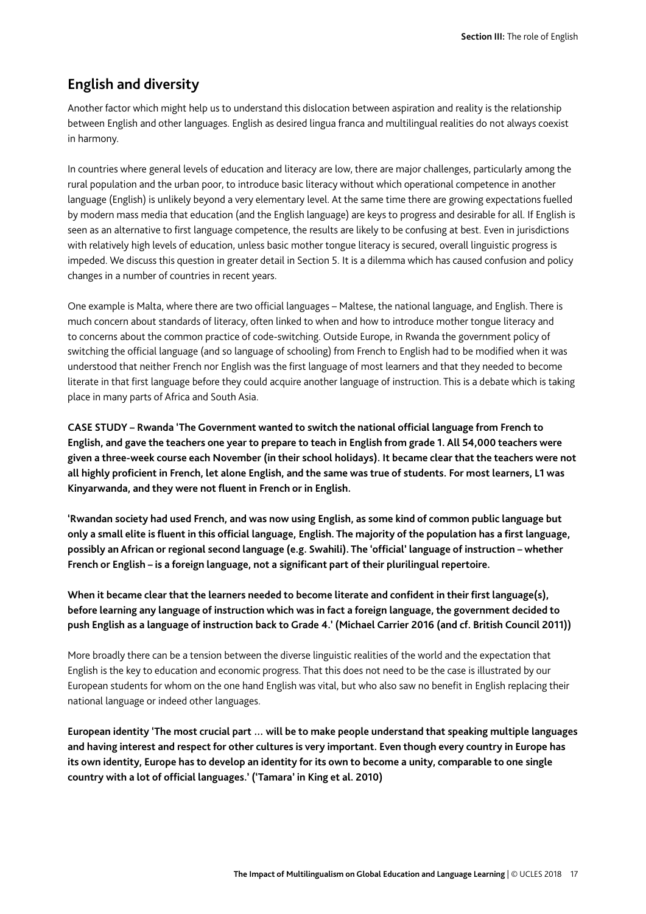## English and diversity

Another factor which might help us to understand this dislocation between aspiration and reality is the relationship between English and other languages. English as desired lingua franca and multilingual realities do not always coexist in harmony.

In countries where general levels of education and literacy are low, there are major challenges, particularly among the rural population and the urban poor, to introduce basic literacy without which operational competence in another language (English) is unlikely beyond a very elementary level. At the same time there are growing expectations fuelled by modern mass media that education (and the English language) are keys to progress and desirable for all. If English is seen as an alternative to first language competence, the results are likely to be confusing at best. Even in jurisdictions with relatively high levels of education, unless basic mother tongue literacy is secured, overall linguistic progress is impeded. We discuss this question in greater detail in Section 5. It is a dilemma which has caused confusion and policy changes in a number of countries in recent years.

One example is Malta, where there are two official languages – Maltese, the national language, and English. There is much concern about standards of literacy, often linked to when and how to introduce mother tongue literacy and to concerns about the common practice of code-switching. Outside Europe, in Rwanda the government policy of switching the official language (and so language of schooling) from French to English had to be modified when it was understood that neither French nor English was the first language of most learners and that they needed to become literate in that first language before they could acquire another language of instruction. This is a debate which is taking place in many parts of Africa and South Asia.

**CASE STUDY – Rwanda 'The Government wanted to switch the national official language from French to English, and gave the teachers one year to prepare to teach in English from grade 1. All 54,000 teachers were given a three-week course each November (in their school holidays). It became clear that the teachers were not all highly proficient in French, let alone English, and the same was true of students. For most learners, L1 was Kinyarwanda, and they were not fluent in French or in English.**

**'Rwandan society had used French, and was now using English, as some kind of common public language but only a small elite is fluent in this official language, English. The majority of the population has a first language, possibly an African or regional second language (e.g. Swahili). The 'official' language of instruction – whether French or English – is a foreign language, not a significant part of their plurilingual repertoire.**

**When it became clear that the learners needed to become literate and confident in their first language(s), before learning any language of instruction which was in fact a foreign language, the government decided to push English as a language of instruction back to Grade 4.' (Michael Carrier 2016 (and cf. British Council 2011))**

More broadly there can be a tension between the diverse linguistic realities of the world and the expectation that English is the key to education and economic progress. That this does not need to be the case is illustrated by our European students for whom on the one hand English was vital, but who also saw no benefit in English replacing their national language or indeed other languages.

**European identity 'The most crucial part … will be to make people understand that speaking multiple languages and having interest and respect for other cultures is very important. Even though every country in Europe has its own identity, Europe has to develop an identity for its own to become a unity, comparable to one single country with a lot of official languages.' ('Tamara' in King et al. 2010)**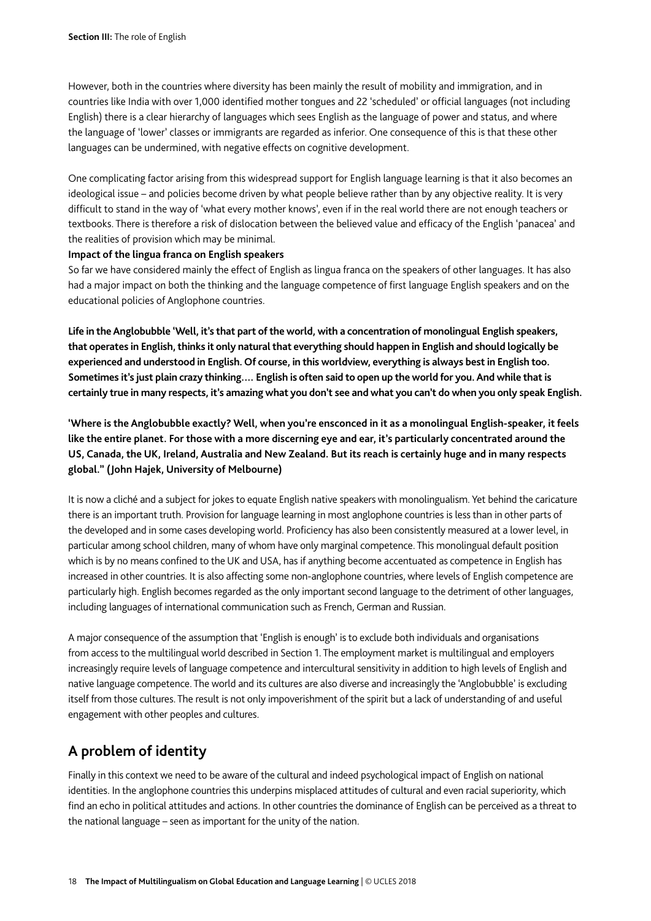However, both in the countries where diversity has been mainly the result of mobility and immigration, and in countries like India with over 1,000 identified mother tongues and 22 'scheduled' or official languages (not including English) there is a clear hierarchy of languages which sees English as the language of power and status, and where the language of 'lower' classes or immigrants are regarded as inferior. One consequence of this is that these other languages can be undermined, with negative effects on cognitive development.

One complicating factor arising from this widespread support for English language learning is that it also becomes an ideological issue – and policies become driven by what people believe rather than by any objective reality. It is very difficult to stand in the way of 'what every mother knows', even if in the real world there are not enough teachers or textbooks. There is therefore a risk of dislocation between the believed value and efficacy of the English 'panacea' and the realities of provision which may be minimal.

**Impact of the lingua franca on English speakers**

So far we have considered mainly the effect of English as lingua franca on the speakers of other languages. It has also had a major impact on both the thinking and the language competence of first language English speakers and on the educational policies of Anglophone countries.

**Life in the Anglobubble 'Well, it's that part of the world, with a concentration of monolingual English speakers, that operates in English, thinks it only natural that everything should happen in English and should logically be experienced and understood in English. Of course, in this worldview, everything is always best in English too. Sometimes it's just plain crazy thinking…. English is often said to open up the world for you. And while that is certainly true in many respects, it's amazing what you don't see and what you can't do when you only speak English.**

**'Where is the Anglobubble exactly? Well, when you're ensconced in it as a monolingual English-speaker, it feels like the entire planet. For those with a more discerning eye and ear, it's particularly concentrated around the US, Canada, the UK, Ireland, Australia and New Zealand. But its reach is certainly huge and in many respects global." (John Hajek, University of Melbourne)**

It is now a cliché and a subject for jokes to equate English native speakers with monolingualism. Yet behind the caricature there is an important truth. Provision for language learning in most anglophone countries is less than in other parts of the developed and in some cases developing world. Proficiency has also been consistently measured at a lower level, in particular among school children, many of whom have only marginal competence. This monolingual default position which is by no means confined to the UK and USA, has if anything become accentuated as competence in English has increased in other countries. It is also affecting some non-anglophone countries, where levels of English competence are particularly high. English becomes regarded as the only important second language to the detriment of other languages, including languages of international communication such as French, German and Russian.

A major consequence of the assumption that 'English is enough' is to exclude both individuals and organisations from access to the multilingual world described in Section 1. The employment market is multilingual and employers increasingly require levels of language competence and intercultural sensitivity in addition to high levels of English and native language competence. The world and its cultures are also diverse and increasingly the 'Anglobubble' is excluding itself from those cultures. The result is not only impoverishment of the spirit but a lack of understanding of and useful engagement with other peoples and cultures.

## A problem of identity

Finally in this context we need to be aware of the cultural and indeed psychological impact of English on national identities. In the anglophone countries this underpins misplaced attitudes of cultural and even racial superiority, which find an echo in political attitudes and actions. In other countries the dominance of English can be perceived as a threat to the national language – seen as important for the unity of the nation.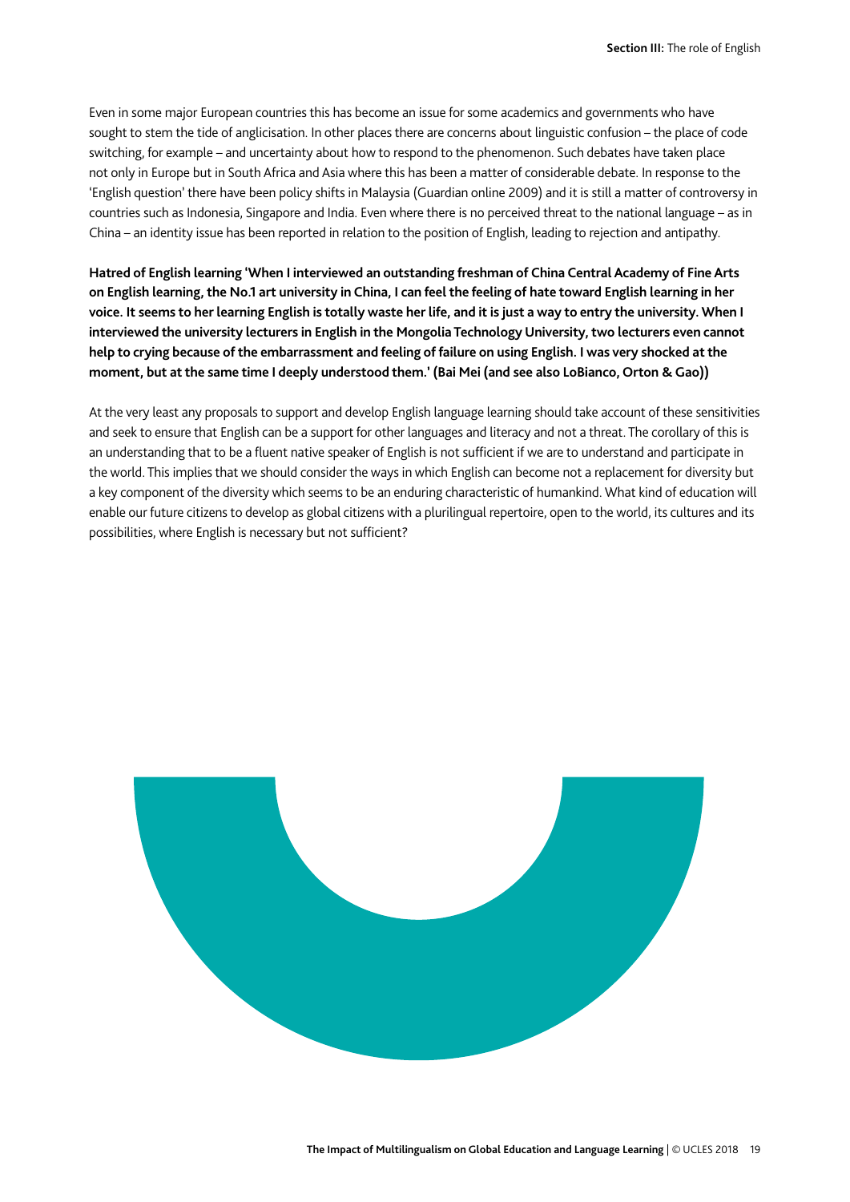Even in some major European countries this has become an issue for some academics and governments who have sought to stem the tide of anglicisation. In other places there are concerns about linguistic confusion – the place of code switching, for example – and uncertainty about how to respond to the phenomenon. Such debates have taken place not only in Europe but in South Africa and Asia where this has been a matter of considerable debate. In response to the 'English question' there have been policy shifts in Malaysia (Guardian online 2009) and it is still a matter of controversy in countries such as Indonesia, Singapore and India. Even where there is no perceived threat to the national language – as in China – an identity issue has been reported in relation to the position of English, leading to rejection and antipathy.

**Hatred of English learning 'When I interviewed an outstanding freshman of China Central Academy of Fine Arts on English learning, the No.1 art university in China, I can feel the feeling of hate toward English learning in her voice. It seems to her learning English is totally waste her life, and it is just a way to entry the university. When I interviewed the university lecturers in English in the Mongolia Technology University, two lecturers even cannot help to crying because of the embarrassment and feeling of failure on using English. I was very shocked at the moment, but at the same time I deeply understood them.' (Bai Mei (and see also LoBianco, Orton & Gao))**

At the very least any proposals to support and develop English language learning should take account of these sensitivities and seek to ensure that English can be a support for other languages and literacy and not a threat. The corollary of this is an understanding that to be a fluent native speaker of English is not sufficient if we are to understand and participate in the world. This implies that we should consider the ways in which English can become not a replacement for diversity but a key component of the diversity which seems to be an enduring characteristic of humankind. What kind of education will enable our future citizens to develop as global citizens with a plurilingual repertoire, open to the world, its cultures and its possibilities, where English is necessary but not sufficient?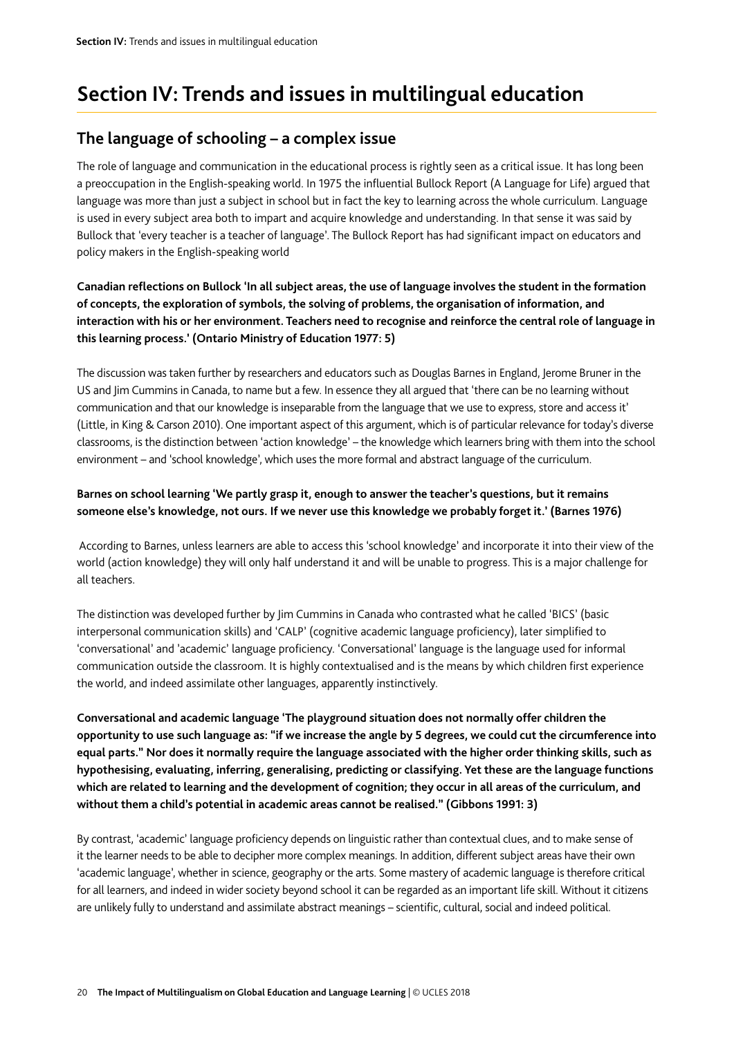# Section IV: Trends and issues in multilingual education

## The language of schooling – a complex issue

The role of language and communication in the educational process is rightly seen as a critical issue. It has long been a preoccupation in the English-speaking world. In 1975 the influential Bullock Report (A Language for Life) argued that language was more than just a subject in school but in fact the key to learning across the whole curriculum. Language is used in every subject area both to impart and acquire knowledge and understanding. In that sense it was said by Bullock that 'every teacher is a teacher of language'. The Bullock Report has had significant impact on educators and policy makers in the English-speaking world

**Canadian reflections on Bullock 'In all subject areas, the use of language involves the student in the formation of concepts, the exploration of symbols, the solving of problems, the organisation of information, and interaction with his or her environment. Teachers need to recognise and reinforce the central role of language in this learning process.' (Ontario Ministry of Education 1977: 5)**

The discussion was taken further by researchers and educators such as Douglas Barnes in England, Jerome Bruner in the US and Jim Cummins in Canada, to name but a few. In essence they all argued that 'there can be no learning without communication and that our knowledge is inseparable from the language that we use to express, store and access it' (Little, in King & Carson 2010). One important aspect of this argument, which is of particular relevance for today's diverse classrooms, is the distinction between 'action knowledge' – the knowledge which learners bring with them into the school environment – and 'school knowledge', which uses the more formal and abstract language of the curriculum.

**Barnes on school learning 'We partly grasp it, enough to answer the teacher's questions, but it remains someone else's knowledge, not ours. If we never use this knowledge we probably forget it.' (Barnes 1976)**

According to Barnes, unless learners are able to access this 'school knowledge' and incorporate it into their view of the world (action knowledge) they will only half understand it and will be unable to progress. This is a major challenge for all teachers.

The distinction was developed further by Jim Cummins in Canada who contrasted what he called 'BICS' (basic interpersonal communication skills) and 'CALP' (cognitive academic language proficiency), later simplified to 'conversational' and 'academic' language proficiency. 'Conversational' language is the language used for informal communication outside the classroom. It is highly contextualised and is the means by which children first experience the world, and indeed assimilate other languages, apparently instinctively.

**Conversational and academic language 'The playground situation does not normally offer children the opportunity to use such language as: "if we increase the angle by 5 degrees, we could cut the circumference into equal parts." Nor does it normally require the language associated with the higher order thinking skills, such as hypothesising, evaluating, inferring, generalising, predicting or classifying. Yet these are the language functions which are related to learning and the development of cognition; they occur in all areas of the curriculum, and without them a child's potential in academic areas cannot be realised." (Gibbons 1991: 3)**

By contrast, 'academic' language proficiency depends on linguistic rather than contextual clues, and to make sense of it the learner needs to be able to decipher more complex meanings. In addition, different subject areas have their own 'academic language', whether in science, geography or the arts. Some mastery of academic language is therefore critical for all learners, and indeed in wider society beyond school it can be regarded as an important life skill. Without it citizens are unlikely fully to understand and assimilate abstract meanings – scientific, cultural, social and indeed political.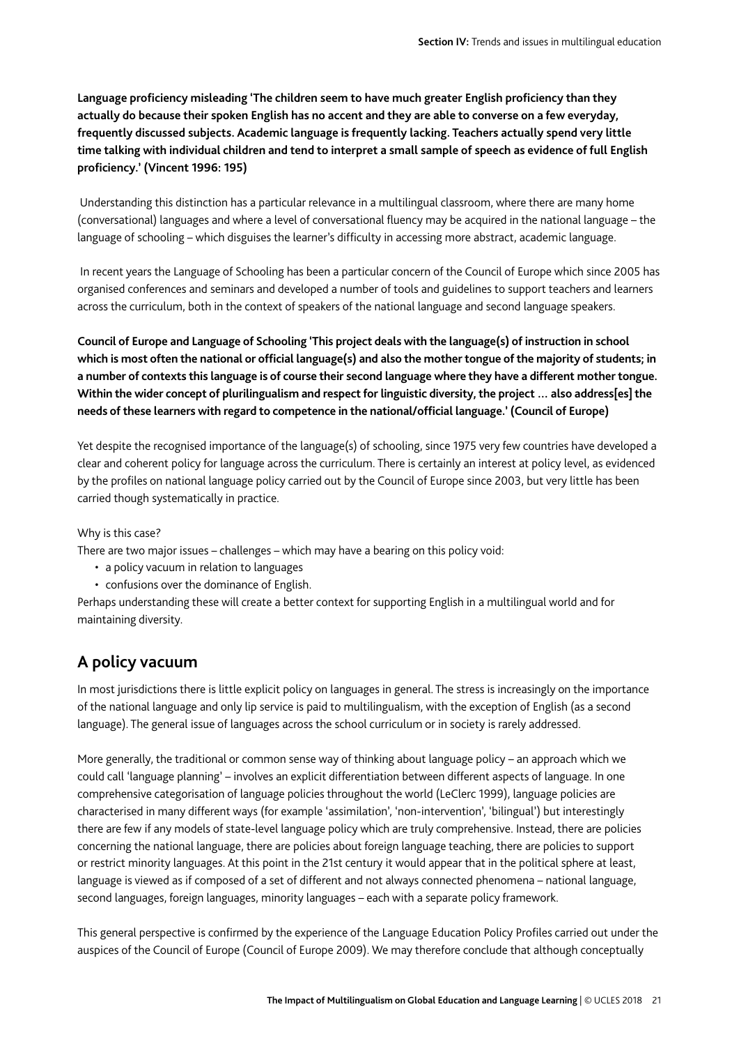**Language proficiency misleading 'The children seem to have much greater English proficiency than they actually do because their spoken English has no accent and they are able to converse on a few everyday, frequently discussed subjects. Academic language is frequently lacking. Teachers actually spend very little time talking with individual children and tend to interpret a small sample of speech as evidence of full English proficiency.' (Vincent 1996: 195)**

Understanding this distinction has a particular relevance in a multilingual classroom, where there are many home (conversational) languages and where a level of conversational fluency may be acquired in the national language – the language of schooling – which disguises the learner's difficulty in accessing more abstract, academic language.

In recent years the Language of Schooling has been a particular concern of the Council of Europe which since 2005 has organised conferences and seminars and developed a number of tools and guidelines to support teachers and learners across the curriculum, both in the context of speakers of the national language and second language speakers.

**Council of Europe and Language of Schooling 'This project deals with the language(s) of instruction in school which is most often the national or official language(s) and also the mother tongue of the majority of students; in a number of contexts this language is of course their second language where they have a different mother tongue. Within the wider concept of plurilingualism and respect for linguistic diversity, the project … also address[es] the needs of these learners with regard to competence in the national/official language.' (Council of Europe)**

Yet despite the recognised importance of the language(s) of schooling, since 1975 very few countries have developed a clear and coherent policy for language across the curriculum. There is certainly an interest at policy level, as evidenced by the profiles on national language policy carried out by the Council of Europe since 2003, but very little has been carried though systematically in practice.

Why is this case?

There are two major issues – challenges – which may have a bearing on this policy void:

- a policy vacuum in relation to languages
- confusions over the dominance of English.

Perhaps understanding these will create a better context for supporting English in a multilingual world and for maintaining diversity.

## A policy vacuum

In most jurisdictions there is little explicit policy on languages in general. The stress is increasingly on the importance of the national language and only lip service is paid to multilingualism, with the exception of English (as a second language). The general issue of languages across the school curriculum or in society is rarely addressed.

More generally, the traditional or common sense way of thinking about language policy – an approach which we could call 'language planning' – involves an explicit differentiation between different aspects of language. In one comprehensive categorisation of language policies throughout the world (LeClerc 1999), language policies are characterised in many different ways (for example 'assimilation', 'non-intervention', 'bilingual') but interestingly there are few if any models of state-level language policy which are truly comprehensive. Instead, there are policies concerning the national language, there are policies about foreign language teaching, there are policies to support or restrict minority languages. At this point in the 21st century it would appear that in the political sphere at least, language is viewed as if composed of a set of different and not always connected phenomena – national language, second languages, foreign languages, minority languages – each with a separate policy framework.

This general perspective is confirmed by the experience of the Language Education Policy Profiles carried out under the auspices of the Council of Europe (Council of Europe 2009). We may therefore conclude that although conceptually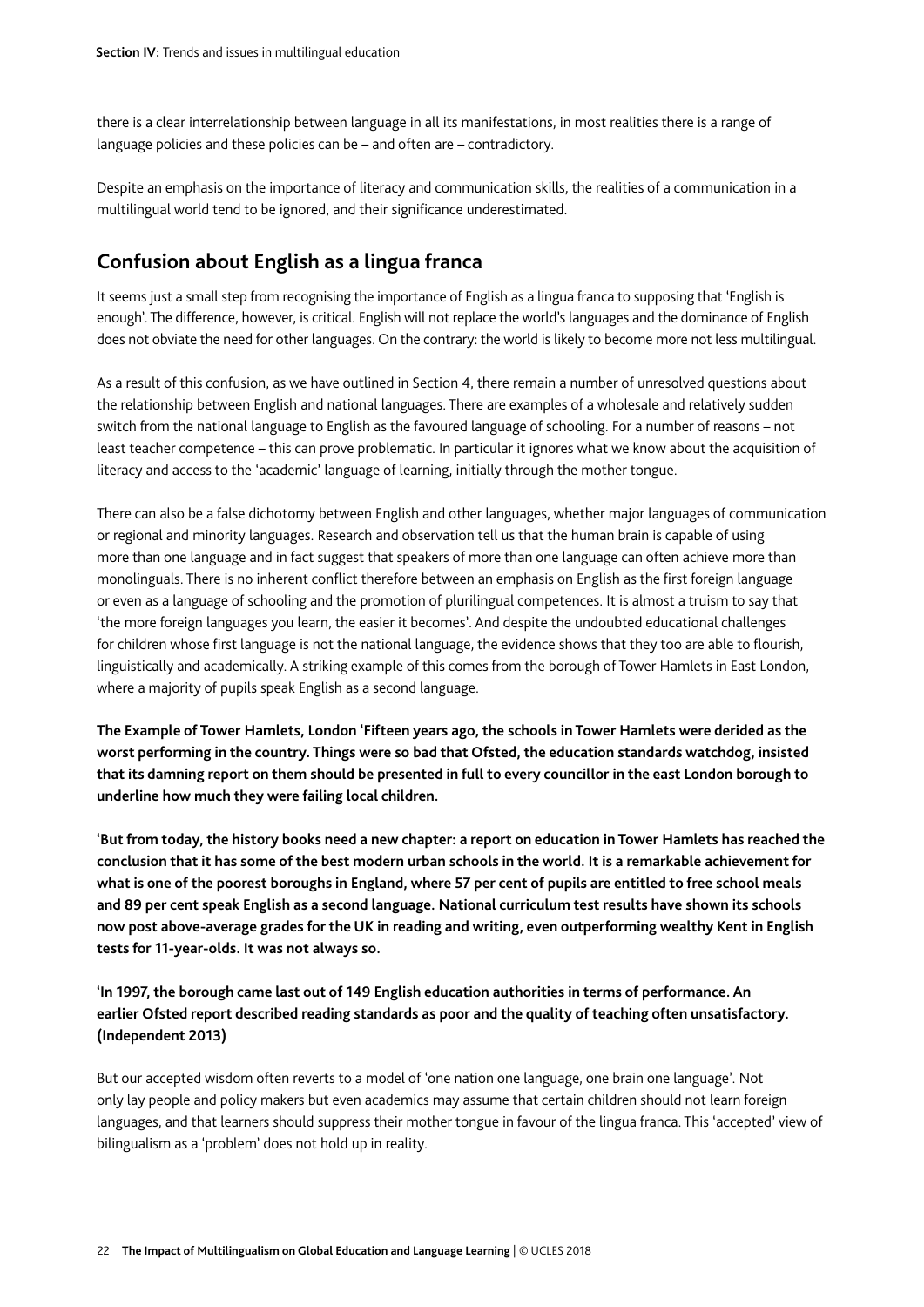there is a clear interrelationship between language in all its manifestations, in most realities there is a range of language policies and these policies can be – and often are – contradictory.

Despite an emphasis on the importance of literacy and communication skills, the realities of a communication in a multilingual world tend to be ignored, and their significance underestimated.

## Confusion about English as a lingua franca

It seems just a small step from recognising the importance of English as a lingua franca to supposing that 'English is enough'. The difference, however, is critical. English will not replace the world's languages and the dominance of English does not obviate the need for other languages. On the contrary: the world is likely to become more not less multilingual.

As a result of this confusion, as we have outlined in Section 4, there remain a number of unresolved questions about the relationship between English and national languages. There are examples of a wholesale and relatively sudden switch from the national language to English as the favoured language of schooling. For a number of reasons – not least teacher competence – this can prove problematic. In particular it ignores what we know about the acquisition of literacy and access to the 'academic' language of learning, initially through the mother tongue.

There can also be a false dichotomy between English and other languages, whether major languages of communication or regional and minority languages. Research and observation tell us that the human brain is capable of using more than one language and in fact suggest that speakers of more than one language can often achieve more than monolinguals. There is no inherent conflict therefore between an emphasis on English as the first foreign language or even as a language of schooling and the promotion of plurilingual competences. It is almost a truism to say that 'the more foreign languages you learn, the easier it becomes'. And despite the undoubted educational challenges for children whose first language is not the national language, the evidence shows that they too are able to flourish, linguistically and academically. A striking example of this comes from the borough of Tower Hamlets in East London, where a majority of pupils speak English as a second language.

**The Example of Tower Hamlets, London 'Fifteen years ago, the schools in Tower Hamlets were derided as the worst performing in the country. Things were so bad that Ofsted, the education standards watchdog, insisted that its damning report on them should be presented in full to every councillor in the east London borough to underline how much they were failing local children.**

**'But from today, the history books need a new chapter: a report on education in Tower Hamlets has reached the conclusion that it has some of the best modern urban schools in the world. It is a remarkable achievement for what is one of the poorest boroughs in England, where 57 per cent of pupils are entitled to free school meals and 89 per cent speak English as a second language. National curriculum test results have shown its schools now post above-average grades for the UK in reading and writing, even outperforming wealthy Kent in English tests for 11-year-olds. It was not always so.**

**'In 1997, the borough came last out of 149 English education authorities in terms of performance. An earlier Ofsted report described reading standards as poor and the quality of teaching often unsatisfactory. (Independent 2013)**

But our accepted wisdom often reverts to a model of 'one nation one language, one brain one language'. Not only lay people and policy makers but even academics may assume that certain children should not learn foreign languages, and that learners should suppress their mother tongue in favour of the lingua franca. This 'accepted' view of bilingualism as a 'problem' does not hold up in reality.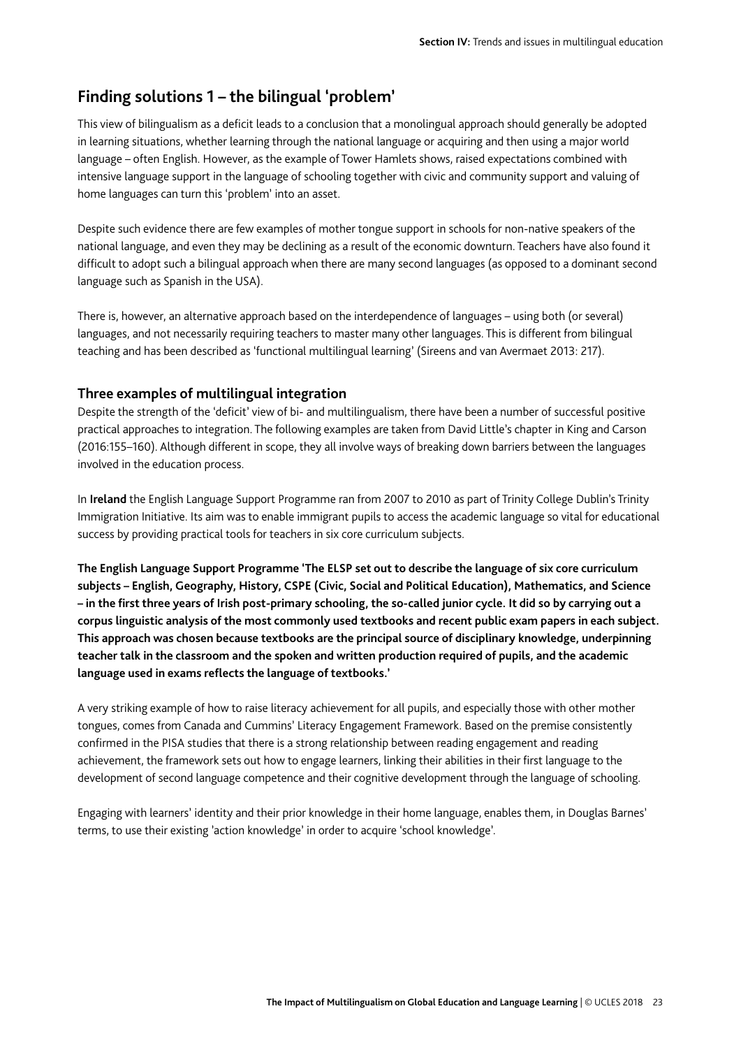## Finding solutions 1 – the bilingual 'problem'

This view of bilingualism as a deficit leads to a conclusion that a monolingual approach should generally be adopted in learning situations, whether learning through the national language or acquiring and then using a major world language – often English. However, as the example of Tower Hamlets shows, raised expectations combined with intensive language support in the language of schooling together with civic and community support and valuing of home languages can turn this 'problem' into an asset.

Despite such evidence there are few examples of mother tongue support in schools for non-native speakers of the national language, and even they may be declining as a result of the economic downturn. Teachers have also found it difficult to adopt such a bilingual approach when there are many second languages (as opposed to a dominant second language such as Spanish in the USA).

There is, however, an alternative approach based on the interdependence of languages – using both (or several) languages, and not necessarily requiring teachers to master many other languages. This is different from bilingual teaching and has been described as 'functional multilingual learning' (Sireens and van Avermaet 2013: 217).

### Three examples of multilingual integration

Despite the strength of the 'deficit' view of bi- and multilingualism, there have been a number of successful positive practical approaches to integration. The following examples are taken from David Little's chapter in King and Carson (2016:155–160). Although different in scope, they all involve ways of breaking down barriers between the languages involved in the education process.

In **Ireland** the English Language Support Programme ran from 2007 to 2010 as part of Trinity College Dublin's Trinity Immigration Initiative. Its aim was to enable immigrant pupils to access the academic language so vital for educational success by providing practical tools for teachers in six core curriculum subjects.

**The English Language Support Programme 'The ELSP set out to describe the language of six core curriculum subjects – English, Geography, History, CSPE (Civic, Social and Political Education), Mathematics, and Science – in the first three years of Irish post-primary schooling, the so-called junior cycle. It did so by carrying out a corpus linguistic analysis of the most commonly used textbooks and recent public exam papers in each subject. This approach was chosen because textbooks are the principal source of disciplinary knowledge, underpinning teacher talk in the classroom and the spoken and written production required of pupils, and the academic language used in exams reflects the language of textbooks.'**

A very striking example of how to raise literacy achievement for all pupils, and especially those with other mother tongues, comes from Canada and Cummins' Literacy Engagement Framework. Based on the premise consistently confirmed in the PISA studies that there is a strong relationship between reading engagement and reading achievement, the framework sets out how to engage learners, linking their abilities in their first language to the development of second language competence and their cognitive development through the language of schooling.

Engaging with learners' identity and their prior knowledge in their home language, enables them, in Douglas Barnes' terms, to use their existing 'action knowledge' in order to acquire 'school knowledge'.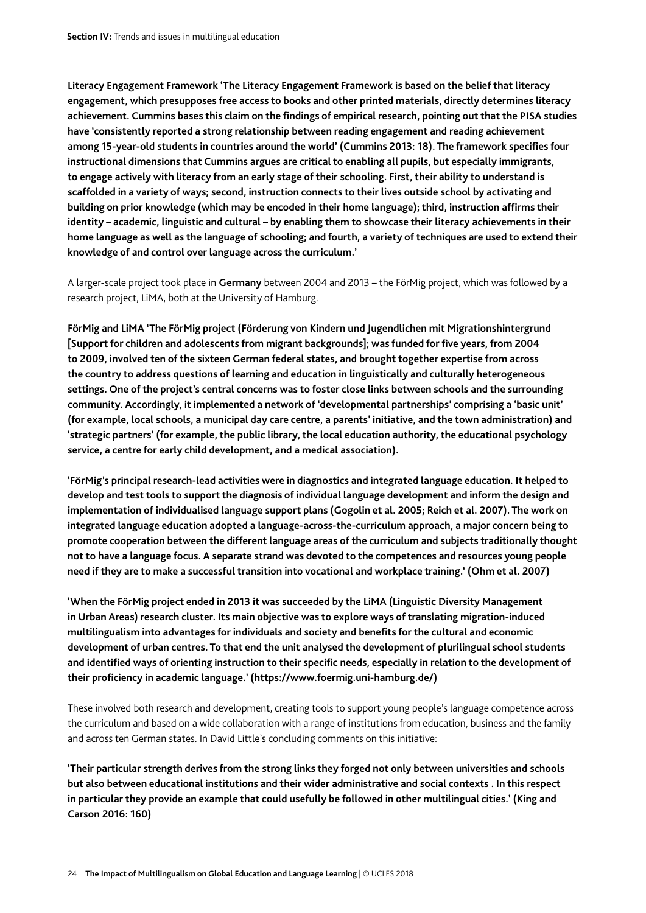**Literacy Engagement Framework 'The Literacy Engagement Framework is based on the belief that literacy engagement, which presupposes free access to books and other printed materials, directly determines literacy achievement. Cummins bases this claim on the findings of empirical research, pointing out that the PISA studies have 'consistently reported a strong relationship between reading engagement and reading achievement among 15-year-old students in countries around the world' (Cummins 2013: 18). The framework specifies four instructional dimensions that Cummins argues are critical to enabling all pupils, but especially immigrants, to engage actively with literacy from an early stage of their schooling. First, their ability to understand is scaffolded in a variety of ways; second, instruction connects to their lives outside school by activating and building on prior knowledge (which may be encoded in their home language); third, instruction affirms their identity – academic, linguistic and cultural – by enabling them to showcase their literacy achievements in their home language as well as the language of schooling; and fourth, a variety of techniques are used to extend their knowledge of and control over language across the curriculum.'**

A larger-scale project took place in **Germany** between 2004 and 2013 – the FörMig project, which was followed by a research project, LiMA, both at the University of Hamburg.

**FörMig and LiMA 'The FörMig project (Förderung von Kindern und Jugendlichen mit Migrationshintergrund [Support for children and adolescents from migrant backgrounds]; was funded for five years, from 2004 to 2009, involved ten of the sixteen German federal states, and brought together expertise from across the country to address questions of learning and education in linguistically and culturally heterogeneous settings. One of the project's central concerns was to foster close links between schools and the surrounding community. Accordingly, it implemented a network of 'developmental partnerships' comprising a 'basic unit' (for example, local schools, a municipal day care centre, a parents' initiative, and the town administration) and 'strategic partners' (for example, the public library, the local education authority, the educational psychology service, a centre for early child development, and a medical association).**

**'FörMig's principal research-lead activities were in diagnostics and integrated language education. It helped to develop and test tools to support the diagnosis of individual language development and inform the design and implementation of individualised language support plans (Gogolin et al. 2005; Reich et al. 2007). The work on integrated language education adopted a language-across-the-curriculum approach, a major concern being to promote cooperation between the different language areas of the curriculum and subjects traditionally thought not to have a language focus. A separate strand was devoted to the competences and resources young people need if they are to make a successful transition into vocational and workplace training.' (Ohm et al. 2007)**

**'When the FörMig project ended in 2013 it was succeeded by the LiMA (Linguistic Diversity Management in Urban Areas) research cluster. Its main objective was to explore ways of translating migration-induced multilingualism into advantages for individuals and society and benefits for the cultural and economic development of urban centres. To that end the unit analysed the development of plurilingual school students and identified ways of orienting instruction to their specific needs, especially in relation to the development of their proficiency in academic language.' (https://www.foermig.uni-hamburg.de/)**

These involved both research and development, creating tools to support young people's language competence across the curriculum and based on a wide collaboration with a range of institutions from education, business and the family and across ten German states. In David Little's concluding comments on this initiative:

**'Their particular strength derives from the strong links they forged not only between universities and schools but also between educational institutions and their wider administrative and social contexts . In this respect in particular they provide an example that could usefully be followed in other multilingual cities.' (King and Carson 2016: 160)**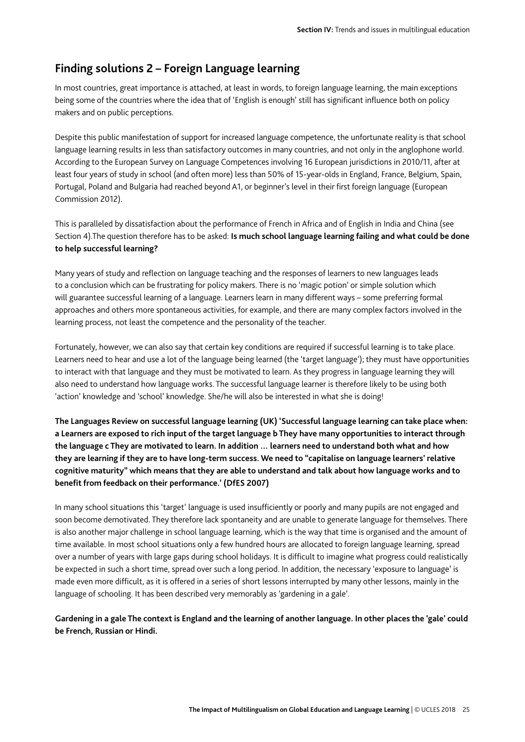## Finding solutions 2 – Foreign Language learning

In most countries, great importance is attached, at least in words, to foreign language learning, the main exceptions being some of the countries where the idea that of 'English is enough' still has significant influence both on policy makers and on public perceptions.

Despite this public manifestation of support for increased language competence, the unfortunate reality is that school language learning results in less than satisfactory outcomes in many countries, and not only in the anglophone world. According to the European Survey on Language Competences involving 16 European jurisdictions in 2010/11, after at least four years of study in school (and often more) less than 50% of 15-year-olds in England, France, Belgium, Spain, Portugal, Poland and Bulgaria had reached beyond A1, or beginner's level in their first foreign language (European Commission 2012).

This is paralleled by dissatisfaction about the performance of French in Africa and of English in India and China (see Section 4).The question therefore has to be asked: **Is much school language learning failing and what could be done to help successful learning?**

Many years of study and reflection on language teaching and the responses of learners to new languages leads to a conclusion which can be frustrating for policy makers. There is no 'magic potion' or simple solution which will guarantee successful learning of a language. Learners learn in many different ways – some preferring formal approaches and others more spontaneous activities, for example, and there are many complex factors involved in the learning process, not least the competence and the personality of the teacher.

Fortunately, however, we can also say that certain key conditions are required if successful learning is to take place. Learners need to hear and use a lot of the language being learned (the 'target language'); they must have opportunities to interact with that language and they must be motivated to learn. As they progress in language learning they will also need to understand how language works. The successful language learner is therefore likely to be using both 'action' knowledge and 'school' knowledge. She/he will also be interested in what she is doing!

**The Languages Review on successful language learning (UK) 'Successful language learning can take place when: a Learners are exposed to rich input of the target language b They have many opportunities to interact through the language c They are motivated to learn. In addition … learners need to understand both what and how they are learning if they are to have long-term success. We need to "capitalise on language learners' relative cognitive maturity" which means that they are able to understand and talk about how language works and to benefit from feedback on their performance.' (DfES 2007)**

In many school situations this 'target' language is used insufficiently or poorly and many pupils are not engaged and soon become demotivated. They therefore lack spontaneity and are unable to generate language for themselves. There is also another major challenge in school language learning, which is the way that time is organised and the amount of time available. In most school situations only a few hundred hours are allocated to foreign language learning, spread over a number of years with large gaps during school holidays. It is difficult to imagine what progress could realistically be expected in such a short time, spread over such a long period. In addition, the necessary 'exposure to language' is made even more difficult, as it is offered in a series of short lessons interrupted by many other lessons, mainly in the language of schooling. It has been described very memorably as 'gardening in a gale'.

**Gardening in a gale The context is England and the learning of another language. In other places the 'gale' could be French, Russian or Hindi.**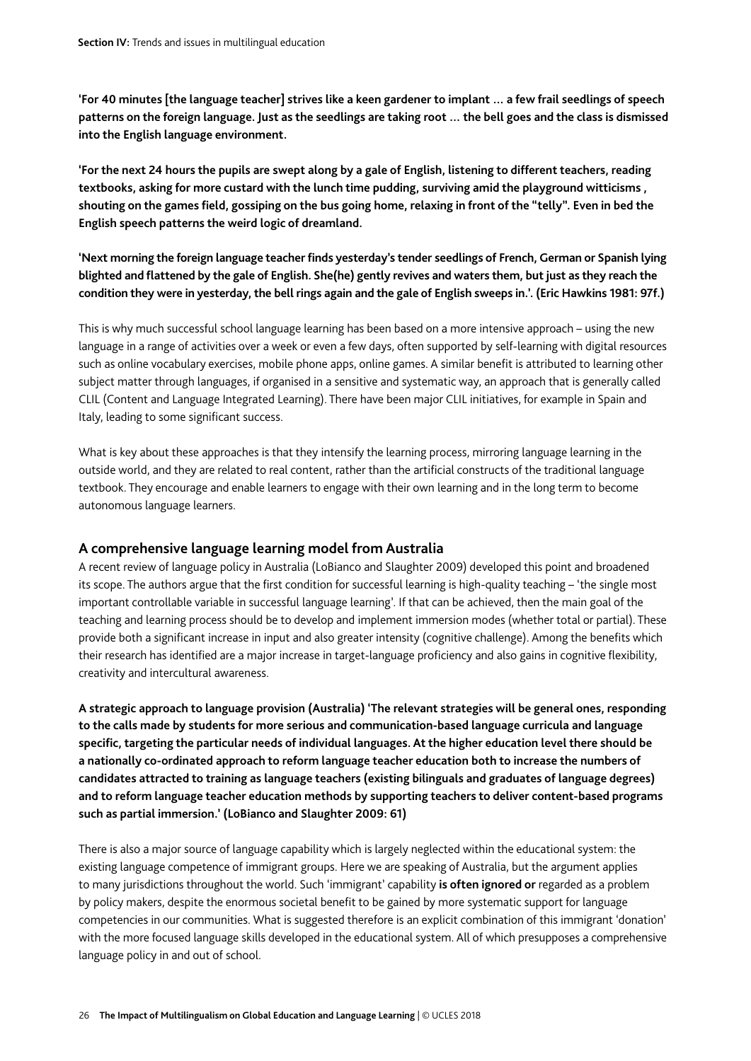**'For 40 minutes [the language teacher] strives like a keen gardener to implant … a few frail seedlings of speech patterns on the foreign language. Just as the seedlings are taking root … the bell goes and the class is dismissed into the English language environment.**

**'For the next 24 hours the pupils are swept along by a gale of English, listening to different teachers, reading textbooks, asking for more custard with the lunch time pudding, surviving amid the playground witticisms , shouting on the games field, gossiping on the bus going home, relaxing in front of the "telly". Even in bed the English speech patterns the weird logic of dreamland.**

**'Next morning the foreign language teacher finds yesterday's tender seedlings of French, German or Spanish lying blighted and flattened by the gale of English. She(he) gently revives and waters them, but just as they reach the condition they were in yesterday, the bell rings again and the gale of English sweeps in.'. (Eric Hawkins 1981: 97f.)**

This is why much successful school language learning has been based on a more intensive approach – using the new language in a range of activities over a week or even a few days, often supported by self-learning with digital resources such as online vocabulary exercises, mobile phone apps, online games. A similar benefit is attributed to learning other subject matter through languages, if organised in a sensitive and systematic way, an approach that is generally called CLIL (Content and Language Integrated Learning). There have been major CLIL initiatives, for example in Spain and Italy, leading to some significant success.

What is key about these approaches is that they intensify the learning process, mirroring language learning in the outside world, and they are related to real content, rather than the artificial constructs of the traditional language textbook. They encourage and enable learners to engage with their own learning and in the long term to become autonomous language learners.

## A comprehensive language learning model from Australia

A recent review of language policy in Australia (LoBianco and Slaughter 2009) developed this point and broadened its scope. The authors argue that the first condition for successful learning is high-quality teaching – 'the single most important controllable variable in successful language learning'. If that can be achieved, then the main goal of the teaching and learning process should be to develop and implement immersion modes (whether total or partial). These provide both a significant increase in input and also greater intensity (cognitive challenge). Among the benefits which their research has identified are a major increase in target-language proficiency and also gains in cognitive flexibility, creativity and intercultural awareness.

**A strategic approach to language provision (Australia) 'The relevant strategies will be general ones, responding to the calls made by students for more serious and communication-based language curricula and language specific, targeting the particular needs of individual languages. At the higher education level there should be a nationally co-ordinated approach to reform language teacher education both to increase the numbers of candidates attracted to training as language teachers (existing bilinguals and graduates of language degrees) and to reform language teacher education methods by supporting teachers to deliver content-based programs such as partial immersion.' (LoBianco and Slaughter 2009: 61)**

There is also a major source of language capability which is largely neglected within the educational system: the existing language competence of immigrant groups. Here we are speaking of Australia, but the argument applies to many jurisdictions throughout the world. Such 'immigrant' capability **is often ignored or** regarded as a problem by policy makers, despite the enormous societal benefit to be gained by more systematic support for language competencies in our communities. What is suggested therefore is an explicit combination of this immigrant 'donation' with the more focused language skills developed in the educational system. All of which presupposes a comprehensive language policy in and out of school.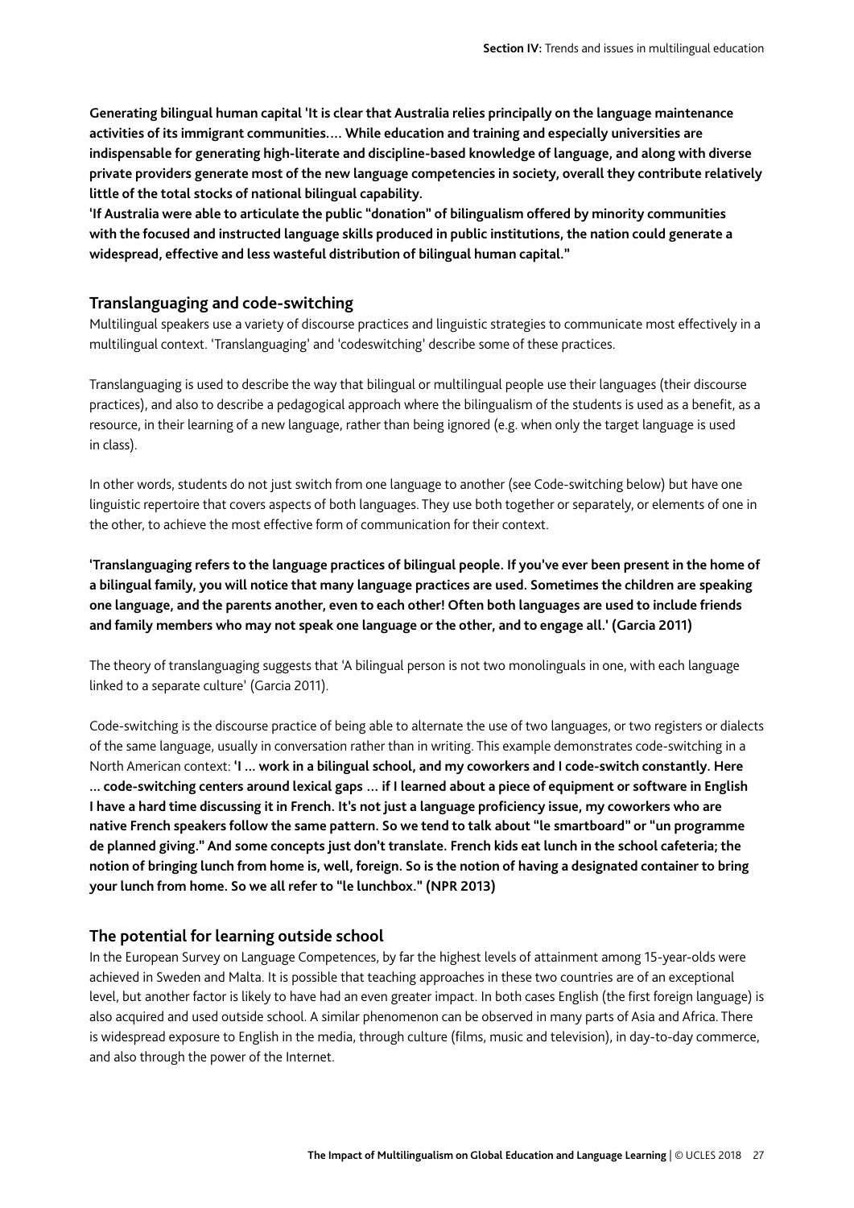**Generating bilingual human capital 'It is clear that Australia relies principally on the language maintenance activities of its immigrant communities…. While education and training and especially universities are indispensable for generating high-literate and discipline-based knowledge of language, and along with diverse private providers generate most of the new language competencies in society, overall they contribute relatively little of the total stocks of national bilingual capability.**

**'If Australia were able to articulate the public "donation" of bilingualism offered by minority communities with the focused and instructed language skills produced in public institutions, the nation could generate a widespread, effective and less wasteful distribution of bilingual human capital."**

## Translanguaging and code-switching

Multilingual speakers use a variety of discourse practices and linguistic strategies to communicate most effectively in a multilingual context. 'Translanguaging' and 'codeswitching' describe some of these practices.

Translanguaging is used to describe the way that bilingual or multilingual people use their languages (their discourse practices), and also to describe a pedagogical approach where the bilingualism of the students is used as a benefit, as a resource, in their learning of a new language, rather than being ignored (e.g. when only the target language is used in class).

In other words, students do not just switch from one language to another (see Code-switching below) but have one linguistic repertoire that covers aspects of both languages. They use both together or separately, or elements of one in the other, to achieve the most effective form of communication for their context.

**'Translanguaging refers to the language practices of bilingual people. If you've ever been present in the home of a bilingual family, you will notice that many language practices are used. Sometimes the children are speaking one language, and the parents another, even to each other! Often both languages are used to include friends and family members who may not speak one language or the other, and to engage all.' (Garcia 2011)**

The theory of translanguaging suggests that 'A bilingual person is not two monolinguals in one, with each language linked to a separate culture' (Garcia 2011).

Code-switching is the discourse practice of being able to alternate the use of two languages, or two registers or dialects of the same language, usually in conversation rather than in writing. This example demonstrates code-switching in a North American context: **'I ... work in a bilingual school, and my coworkers and I code-switch constantly. Here ... code-switching centers around lexical gaps … if I learned about a piece of equipment or software in English I have a hard time discussing it in French. It's not just a language proficiency issue, my coworkers who are native French speakers follow the same pattern. So we tend to talk about "le smartboard" or "un programme de planned giving." And some concepts just don't translate. French kids eat lunch in the school cafeteria; the notion of bringing lunch from home is, well, foreign. So is the notion of having a designated container to bring your lunch from home. So we all refer to "le lunchbox." (NPR 2013)**

## The potential for learning outside school

In the European Survey on Language Competences, by far the highest levels of attainment among 15-year-olds were achieved in Sweden and Malta. It is possible that teaching approaches in these two countries are of an exceptional level, but another factor is likely to have had an even greater impact. In both cases English (the first foreign language) is also acquired and used outside school. A similar phenomenon can be observed in many parts of Asia and Africa. There is widespread exposure to English in the media, through culture (films, music and television), in day-to-day commerce, and also through the power of the Internet.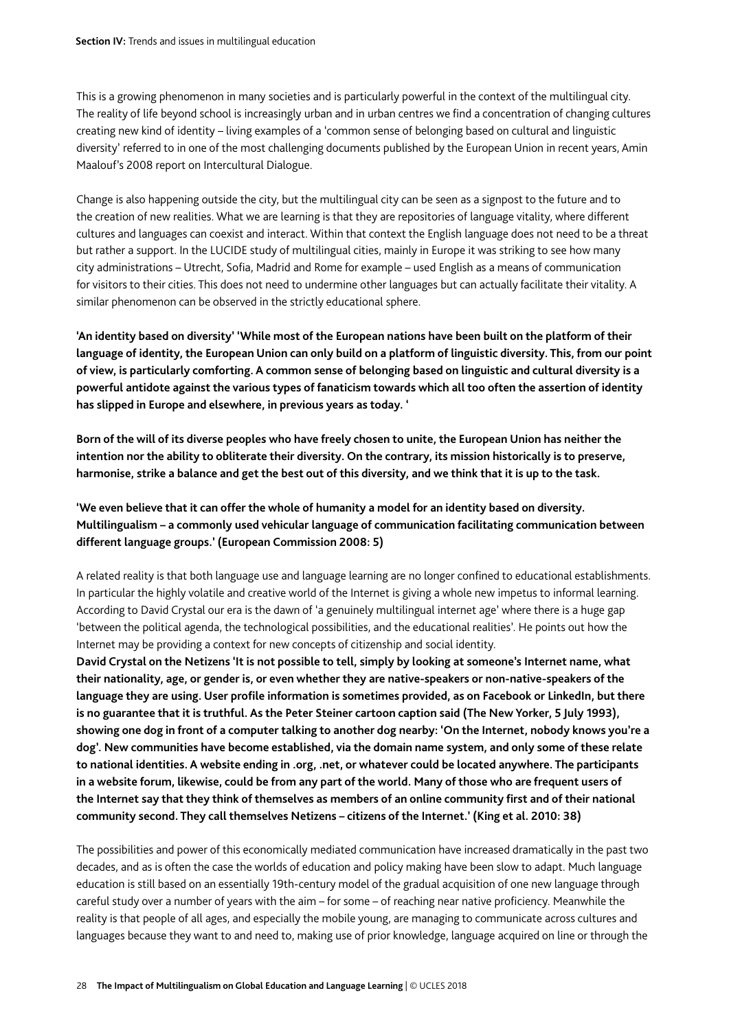This is a growing phenomenon in many societies and is particularly powerful in the context of the multilingual city. The reality of life beyond school is increasingly urban and in urban centres we find a concentration of changing cultures creating new kind of identity – living examples of a 'common sense of belonging based on cultural and linguistic diversity' referred to in one of the most challenging documents published by the European Union in recent years, Amin Maalouf's 2008 report on Intercultural Dialogue.

Change is also happening outside the city, but the multilingual city can be seen as a signpost to the future and to the creation of new realities. What we are learning is that they are repositories of language vitality, where different cultures and languages can coexist and interact. Within that context the English language does not need to be a threat but rather a support. In the LUCIDE study of multilingual cities, mainly in Europe it was striking to see how many city administrations – Utrecht, Sofia, Madrid and Rome for example – used English as a means of communication for visitors to their cities. This does not need to undermine other languages but can actually facilitate their vitality. A similar phenomenon can be observed in the strictly educational sphere.

**'An identity based on diversity' 'While most of the European nations have been built on the platform of their language of identity, the European Union can only build on a platform of linguistic diversity. This, from our point of view, is particularly comforting. A common sense of belonging based on linguistic and cultural diversity is a powerful antidote against the various types of fanaticism towards which all too often the assertion of identity has slipped in Europe and elsewhere, in previous years as today. '**

**Born of the will of its diverse peoples who have freely chosen to unite, the European Union has neither the intention nor the ability to obliterate their diversity. On the contrary, its mission historically is to preserve, harmonise, strike a balance and get the best out of this diversity, and we think that it is up to the task.**

**'We even believe that it can offer the whole of humanity a model for an identity based on diversity. Multilingualism – a commonly used vehicular language of communication facilitating communication between different language groups.' (European Commission 2008: 5)**

A related reality is that both language use and language learning are no longer confined to educational establishments. In particular the highly volatile and creative world of the Internet is giving a whole new impetus to informal learning. According to David Crystal our era is the dawn of 'a genuinely multilingual internet age' where there is a huge gap 'between the political agenda, the technological possibilities, and the educational realities'. He points out how the Internet may be providing a context for new concepts of citizenship and social identity.

**David Crystal on the Netizens 'It is not possible to tell, simply by looking at someone's Internet name, what their nationality, age, or gender is, or even whether they are native-speakers or non-native-speakers of the language they are using. User profile information is sometimes provided, as on Facebook or LinkedIn, but there is no guarantee that it is truthful. As the Peter Steiner cartoon caption said (The New Yorker, 5 July 1993), showing one dog in front of a computer talking to another dog nearby: 'On the Internet, nobody knows you're a dog'. New communities have become established, via the domain name system, and only some of these relate to national identities. A website ending in .org, .net, or whatever could be located anywhere. The participants in a website forum, likewise, could be from any part of the world. Many of those who are frequent users of the Internet say that they think of themselves as members of an online community first and of their national community second. They call themselves Netizens – citizens of the Internet.' (King et al. 2010: 38)**

The possibilities and power of this economically mediated communication have increased dramatically in the past two decades, and as is often the case the worlds of education and policy making have been slow to adapt. Much language education is still based on an essentially 19th-century model of the gradual acquisition of one new language through careful study over a number of years with the aim – for some – of reaching near native proficiency. Meanwhile the reality is that people of all ages, and especially the mobile young, are managing to communicate across cultures and languages because they want to and need to, making use of prior knowledge, language acquired on line or through the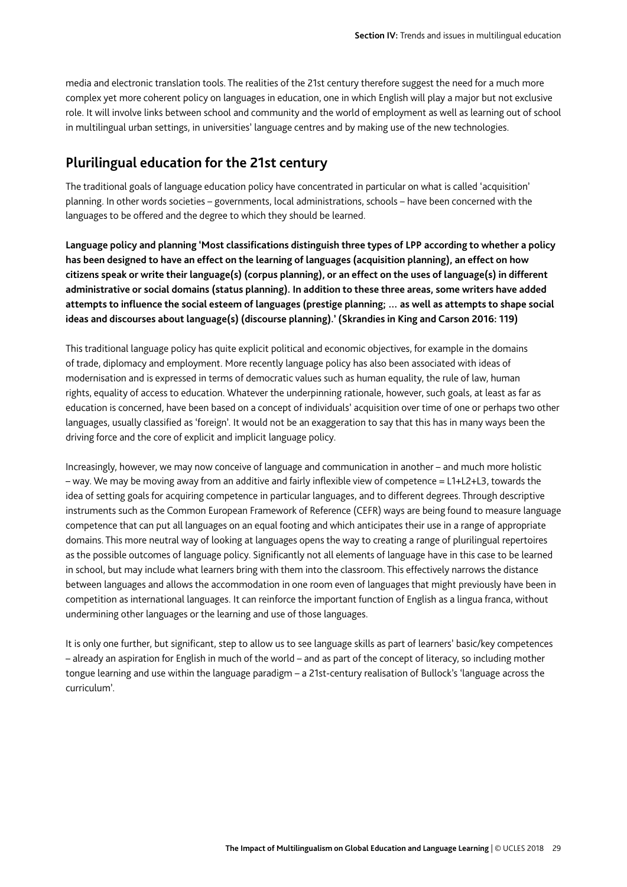media and electronic translation tools. The realities of the 21st century therefore suggest the need for a much more complex yet more coherent policy on languages in education, one in which English will play a major but not exclusive role. It will involve links between school and community and the world of employment as well as learning out of school in multilingual urban settings, in universities' language centres and by making use of the new technologies.

## Plurilingual education for the 21st century

The traditional goals of language education policy have concentrated in particular on what is called 'acquisition' planning. In other words societies – governments, local administrations, schools – have been concerned with the languages to be offered and the degree to which they should be learned.

**Language policy and planning 'Most classifications distinguish three types of LPP according to whether a policy has been designed to have an effect on the learning of languages (acquisition planning), an effect on how citizens speak or write their language(s) (corpus planning), or an effect on the uses of language(s) in different administrative or social domains (status planning). In addition to these three areas, some writers have added attempts to influence the social esteem of languages (prestige planning; … as well as attempts to shape social ideas and discourses about language(s) (discourse planning).' (Skrandies in King and Carson 2016: 119)**

This traditional language policy has quite explicit political and economic objectives, for example in the domains of trade, diplomacy and employment. More recently language policy has also been associated with ideas of modernisation and is expressed in terms of democratic values such as human equality, the rule of law, human rights, equality of access to education. Whatever the underpinning rationale, however, such goals, at least as far as education is concerned, have been based on a concept of individuals' acquisition over time of one or perhaps two other languages, usually classified as 'foreign'. It would not be an exaggeration to say that this has in many ways been the driving force and the core of explicit and implicit language policy.

Increasingly, however, we may now conceive of language and communication in another – and much more holistic – way. We may be moving away from an additive and fairly inflexible view of competence = L1+L2+L3, towards the idea of setting goals for acquiring competence in particular languages, and to different degrees. Through descriptive instruments such as the Common European Framework of Reference (CEFR) ways are being found to measure language competence that can put all languages on an equal footing and which anticipates their use in a range of appropriate domains. This more neutral way of looking at languages opens the way to creating a range of plurilingual repertoires as the possible outcomes of language policy. Significantly not all elements of language have in this case to be learned in school, but may include what learners bring with them into the classroom. This effectively narrows the distance between languages and allows the accommodation in one room even of languages that might previously have been in competition as international languages. It can reinforce the important function of English as a lingua franca, without undermining other languages or the learning and use of those languages.

It is only one further, but significant, step to allow us to see language skills as part of learners' basic/key competences – already an aspiration for English in much of the world – and as part of the concept of literacy, so including mother tongue learning and use within the language paradigm – a 21st-century realisation of Bullock's 'language across the curriculum'.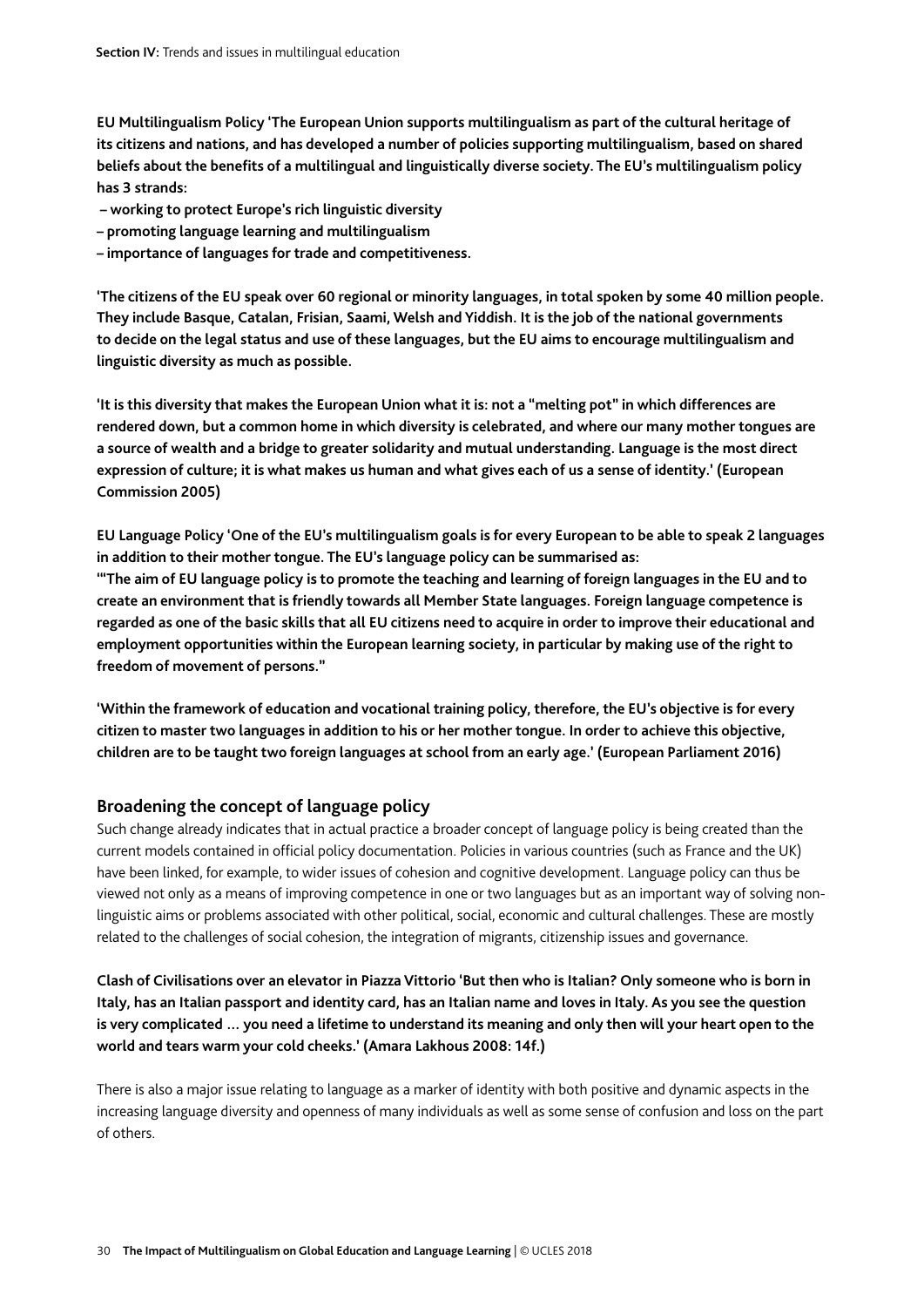**EU Multilingualism Policy 'The European Union supports multilingualism as part of the cultural heritage of its citizens and nations, and has developed a number of policies supporting multilingualism, based on shared beliefs about the benefits of a multilingual and linguistically diverse society. The EU's multilingualism policy has 3 strands:**

**– working to protect Europe's rich linguistic diversity**

**– promoting language learning and multilingualism**

**– importance of languages for trade and competitiveness.**

**'The citizens of the EU speak over 60 regional or minority languages, in total spoken by some 40 million people. They include Basque, Catalan, Frisian, Saami, Welsh and Yiddish. It is the job of the national governments to decide on the legal status and use of these languages, but the EU aims to encourage multilingualism and linguistic diversity as much as possible.**

**'It is this diversity that makes the European Union what it is: not a "melting pot" in which differences are rendered down, but a common home in which diversity is celebrated, and where our many mother tongues are a source of wealth and a bridge to greater solidarity and mutual understanding. Language is the most direct expression of culture; it is what makes us human and what gives each of us a sense of identity.' (European Commission 2005)**

**EU Language Policy 'One of the EU's multilingualism goals is for every European to be able to speak 2 languages in addition to their mother tongue. The EU's language policy can be summarised as:**
**'"The aim of EU language policy is to promote the teaching and learning of foreign languages in the EU and to create an environment that is friendly towards all Member State languages. Foreign language competence is regarded as one of the basic skills that all EU citizens need to acquire in order to improve their educational and employment opportunities within the European learning society, in particular by making use of the right to freedom of movement of persons."**

**'Within the framework of education and vocational training policy, therefore, the EU's objective is for every citizen to master two languages in addition to his or her mother tongue. In order to achieve this objective, children are to be taught two foreign languages at school from an early age.' (European Parliament 2016)**

## Broadening the concept of language policy

Such change already indicates that in actual practice a broader concept of language policy is being created than the current models contained in official policy documentation. Policies in various countries (such as France and the UK) have been linked, for example, to wider issues of cohesion and cognitive development. Language policy can thus be viewed not only as a means of improving competence in one or two languages but as an important way of solving non-linguistic aims or problems associated with other political, social, economic and cultural challenges. These are mostly related to the challenges of social cohesion, the integration of migrants, citizenship issues and governance.

**Clash of Civilisations over an elevator in Piazza Vittorio 'But then who is Italian? Only someone who is born in Italy, has an Italian passport and identity card, has an Italian name and loves in Italy. As you see the question is very complicated … you need a lifetime to understand its meaning and only then will your heart open to the world and tears warm your cold cheeks.' (Amara Lakhous 2008: 14f.)**

There is also a major issue relating to language as a marker of identity with both positive and dynamic aspects in the increasing language diversity and openness of many individuals as well as some sense of confusion and loss on the part of others.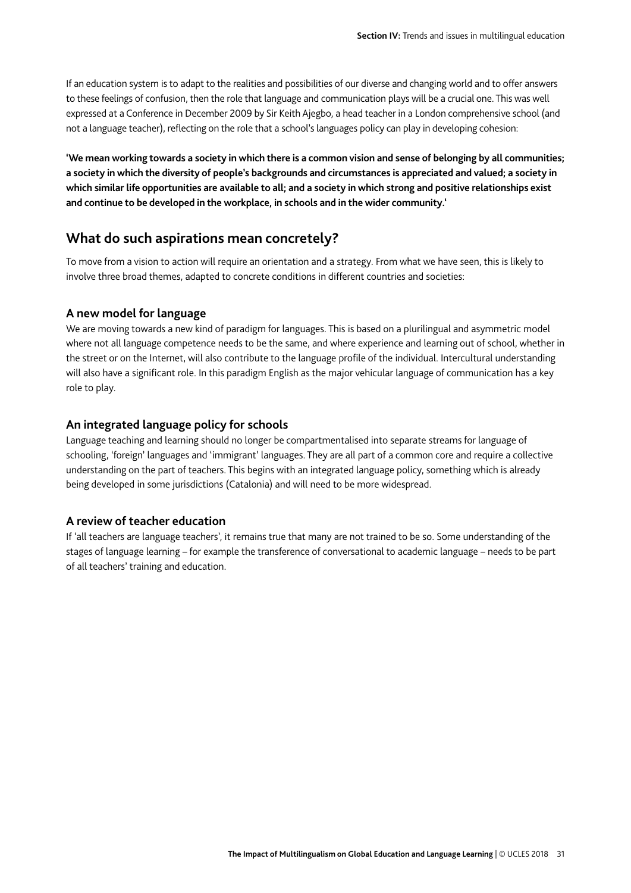If an education system is to adapt to the realities and possibilities of our diverse and changing world and to offer answers to these feelings of confusion, then the role that language and communication plays will be a crucial one. This was well expressed at a Conference in December 2009 by Sir Keith Ajegbo, a head teacher in a London comprehensive school (and not a language teacher), reflecting on the role that a school's languages policy can play in developing cohesion:

**'We mean working towards a society in which there is a common vision and sense of belonging by all communities; a society in which the diversity of people's backgrounds and circumstances is appreciated and valued; a society in which similar life opportunities are available to all; and a society in which strong and positive relationships exist and continue to be developed in the workplace, in schools and in the wider community.'**

## What do such aspirations mean concretely?

To move from a vision to action will require an orientation and a strategy. From what we have seen, this is likely to involve three broad themes, adapted to concrete conditions in different countries and societies:

### A new model for language

We are moving towards a new kind of paradigm for languages. This is based on a plurilingual and asymmetric model where not all language competence needs to be the same, and where experience and learning out of school, whether in the street or on the Internet, will also contribute to the language profile of the individual. Intercultural understanding will also have a significant role. In this paradigm English as the major vehicular language of communication has a key role to play.

### An integrated language policy for schools

Language teaching and learning should no longer be compartmentalised into separate streams for language of schooling, 'foreign' languages and 'immigrant' languages. They are all part of a common core and require a collective understanding on the part of teachers. This begins with an integrated language policy, something which is already being developed in some jurisdictions (Catalonia) and will need to be more widespread.

### A review of teacher education

If 'all teachers are language teachers', it remains true that many are not trained to be so. Some understanding of the stages of language learning – for example the transference of conversational to academic language – needs to be part of all teachers' training and education.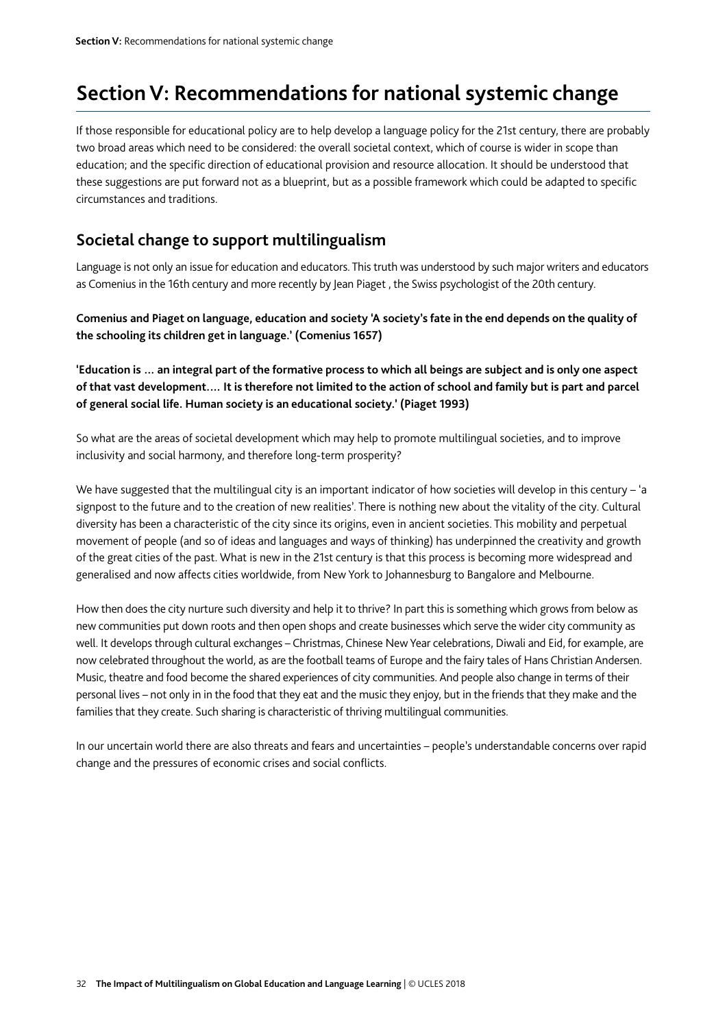# Section V: Recommendations for national systemic change

If those responsible for educational policy are to help develop a language policy for the 21st century, there are probably two broad areas which need to be considered: the overall societal context, which of course is wider in scope than education; and the specific direction of educational provision and resource allocation. It should be understood that these suggestions are put forward not as a blueprint, but as a possible framework which could be adapted to specific circumstances and traditions.

## Societal change to support multilingualism

Language is not only an issue for education and educators. This truth was understood by such major writers and educators as Comenius in the 16th century and more recently by Jean Piaget , the Swiss psychologist of the 20th century.

**Comenius and Piaget on language, education and society 'A society's fate in the end depends on the quality of the schooling its children get in language.' (Comenius 1657)**

**'Education is … an integral part of the formative process to which all beings are subject and is only one aspect of that vast development…. It is therefore not limited to the action of school and family but is part and parcel of general social life. Human society is an educational society.' (Piaget 1993)**

So what are the areas of societal development which may help to promote multilingual societies, and to improve inclusivity and social harmony, and therefore long-term prosperity?

We have suggested that the multilingual city is an important indicator of how societies will develop in this century – 'a signpost to the future and to the creation of new realities'. There is nothing new about the vitality of the city. Cultural diversity has been a characteristic of the city since its origins, even in ancient societies. This mobility and perpetual movement of people (and so of ideas and languages and ways of thinking) has underpinned the creativity and growth of the great cities of the past. What is new in the 21st century is that this process is becoming more widespread and generalised and now affects cities worldwide, from New York to Johannesburg to Bangalore and Melbourne.

How then does the city nurture such diversity and help it to thrive? In part this is something which grows from below as new communities put down roots and then open shops and create businesses which serve the wider city community as well. It develops through cultural exchanges – Christmas, Chinese New Year celebrations, Diwali and Eid, for example, are now celebrated throughout the world, as are the football teams of Europe and the fairy tales of Hans Christian Andersen. Music, theatre and food become the shared experiences of city communities. And people also change in terms of their personal lives – not only in in the food that they eat and the music they enjoy, but in the friends that they make and the families that they create. Such sharing is characteristic of thriving multilingual communities.

In our uncertain world there are also threats and fears and uncertainties – people's understandable concerns over rapid change and the pressures of economic crises and social conflicts.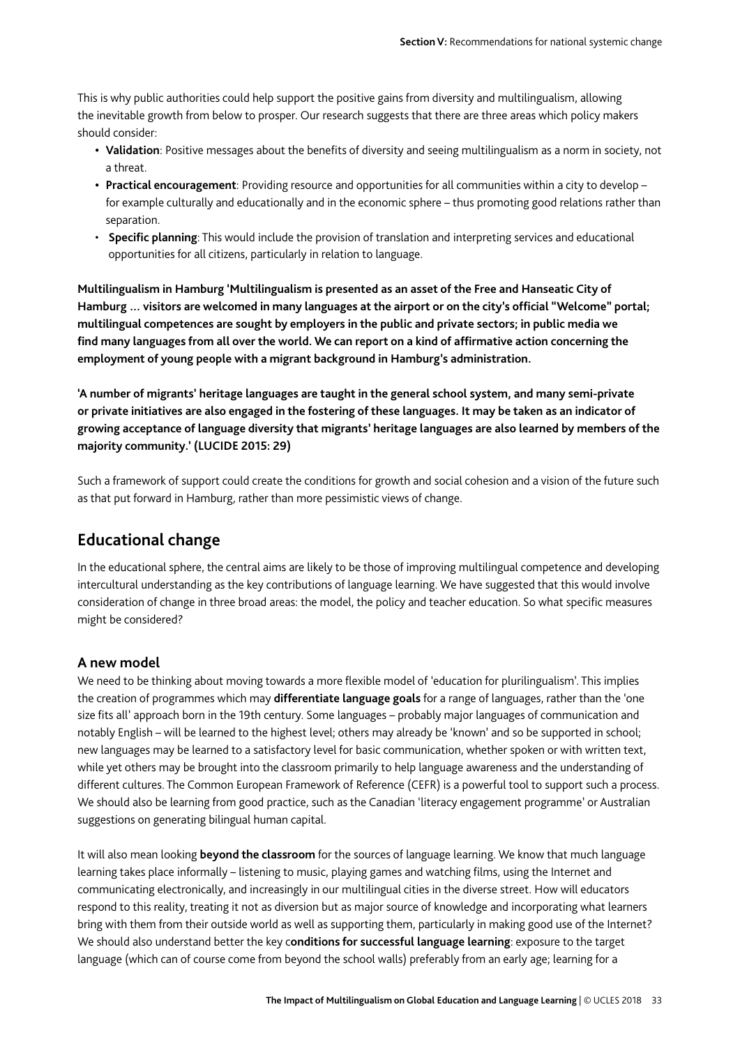This is why public authorities could help support the positive gains from diversity and multilingualism, allowing the inevitable growth from below to prosper. Our research suggests that there are three areas which policy makers should consider:

- **Validation**: Positive messages about the benefits of diversity and seeing multilingualism as a norm in society, not a threat.
- **Practical encouragement**: Providing resource and opportunities for all communities within a city to develop – for example culturally and educationally and in the economic sphere – thus promoting good relations rather than separation.
- **Specific planning**: This would include the provision of translation and interpreting services and educational opportunities for all citizens, particularly in relation to language.

**Multilingualism in Hamburg 'Multilingualism is presented as an asset of the Free and Hanseatic City of Hamburg … visitors are welcomed in many languages at the airport or on the city's official "Welcome" portal; multilingual competences are sought by employers in the public and private sectors; in public media we find many languages from all over the world. We can report on a kind of affirmative action concerning the employment of young people with a migrant background in Hamburg's administration.**

**'A number of migrants' heritage languages are taught in the general school system, and many semi-private or private initiatives are also engaged in the fostering of these languages. It may be taken as an indicator of growing acceptance of language diversity that migrants' heritage languages are also learned by members of the majority community.' (LUCIDE 2015: 29)**

Such a framework of support could create the conditions for growth and social cohesion and a vision of the future such as that put forward in Hamburg, rather than more pessimistic views of change.

## Educational change

In the educational sphere, the central aims are likely to be those of improving multilingual competence and developing intercultural understanding as the key contributions of language learning. We have suggested that this would involve consideration of change in three broad areas: the model, the policy and teacher education. So what specific measures might be considered?

### A new model

We need to be thinking about moving towards a more flexible model of 'education for plurilingualism'. This implies the creation of programmes which may **differentiate language goals** for a range of languages, rather than the 'one size fits all' approach born in the 19th century. Some languages – probably major languages of communication and notably English – will be learned to the highest level; others may already be 'known' and so be supported in school; new languages may be learned to a satisfactory level for basic communication, whether spoken or with written text, while yet others may be brought into the classroom primarily to help language awareness and the understanding of different cultures. The Common European Framework of Reference (CEFR) is a powerful tool to support such a process. We should also be learning from good practice, such as the Canadian 'literacy engagement programme' or Australian suggestions on generating bilingual human capital.

It will also mean looking **beyond the classroom** for the sources of language learning. We know that much language learning takes place informally – listening to music, playing games and watching films, using the Internet and communicating electronically, and increasingly in our multilingual cities in the diverse street. How will educators respond to this reality, treating it not as diversion but as major source of knowledge and incorporating what learners bring with them from their outside world as well as supporting them, particularly in making good use of the Internet? We should also understand better the key c**onditions for successful language learning**: exposure to the target language (which can of course come from beyond the school walls) preferably from an early age; learning for a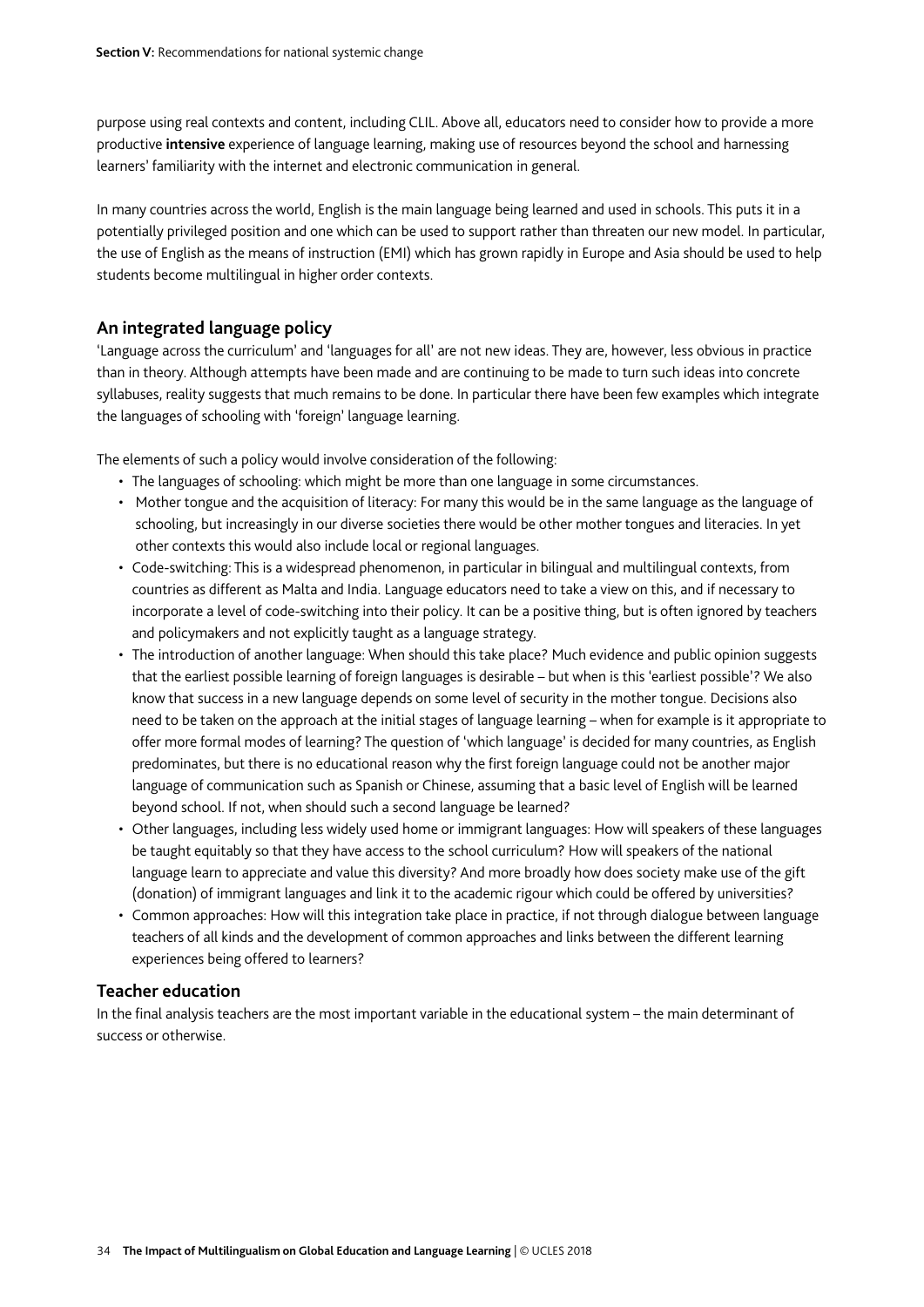purpose using real contexts and content, including CLIL. Above all, educators need to consider how to provide a more productive **intensive** experience of language learning, making use of resources beyond the school and harnessing learners' familiarity with the internet and electronic communication in general.

In many countries across the world, English is the main language being learned and used in schools. This puts it in a potentially privileged position and one which can be used to support rather than threaten our new model. In particular, the use of English as the means of instruction (EMI) which has grown rapidly in Europe and Asia should be used to help students become multilingual in higher order contexts.

### An integrated language policy

'Language across the curriculum' and 'languages for all' are not new ideas. They are, however, less obvious in practice than in theory. Although attempts have been made and are continuing to be made to turn such ideas into concrete syllabuses, reality suggests that much remains to be done. In particular there have been few examples which integrate the languages of schooling with 'foreign' language learning.

The elements of such a policy would involve consideration of the following:

- The languages of schooling: which might be more than one language in some circumstances.
- Mother tongue and the acquisition of literacy: For many this would be in the same language as the language of schooling, but increasingly in our diverse societies there would be other mother tongues and literacies. In yet other contexts this would also include local or regional languages.
- Code-switching: This is a widespread phenomenon, in particular in bilingual and multilingual contexts, from countries as different as Malta and India. Language educators need to take a view on this, and if necessary to incorporate a level of code-switching into their policy. It can be a positive thing, but is often ignored by teachers and policymakers and not explicitly taught as a language strategy.
- The introduction of another language: When should this take place? Much evidence and public opinion suggests that the earliest possible learning of foreign languages is desirable – but when is this 'earliest possible'? We also know that success in a new language depends on some level of security in the mother tongue. Decisions also need to be taken on the approach at the initial stages of language learning – when for example is it appropriate to offer more formal modes of learning? The question of 'which language' is decided for many countries, as English predominates, but there is no educational reason why the first foreign language could not be another major language of communication such as Spanish or Chinese, assuming that a basic level of English will be learned beyond school. If not, when should such a second language be learned?
- Other languages, including less widely used home or immigrant languages: How will speakers of these languages be taught equitably so that they have access to the school curriculum? How will speakers of the national language learn to appreciate and value this diversity? And more broadly how does society make use of the gift (donation) of immigrant languages and link it to the academic rigour which could be offered by universities?
- Common approaches: How will this integration take place in practice, if not through dialogue between language teachers of all kinds and the development of common approaches and links between the different learning experiences being offered to learners?

### Teacher education

In the final analysis teachers are the most important variable in the educational system – the main determinant of success or otherwise.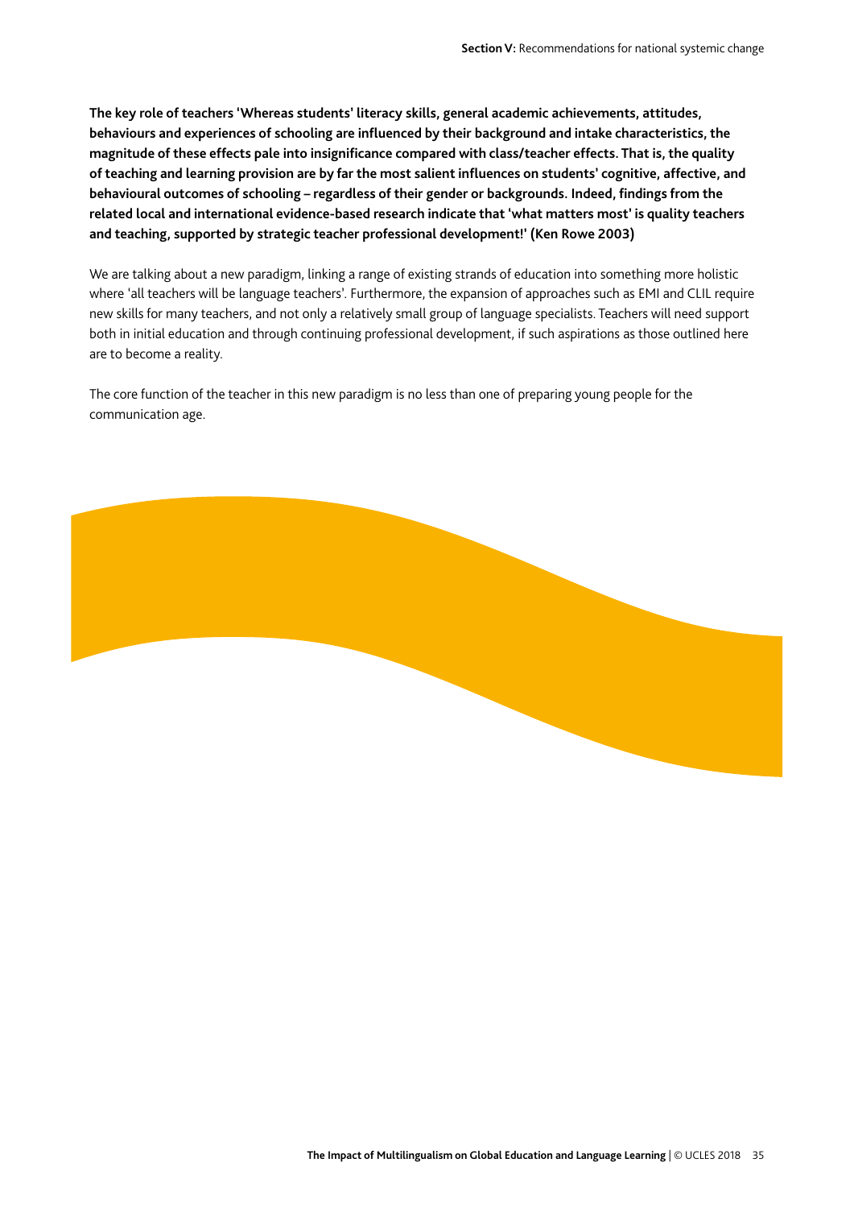**The key role of teachers 'Whereas students' literacy skills, general academic achievements, attitudes, behaviours and experiences of schooling are influenced by their background and intake characteristics, the magnitude of these effects pale into insignificance compared with class/teacher effects. That is, the quality of teaching and learning provision are by far the most salient influences on students' cognitive, affective, and behavioural outcomes of schooling – regardless of their gender or backgrounds. Indeed, findings from the related local and international evidence-based research indicate that 'what matters most' is quality teachers and teaching, supported by strategic teacher professional development!' (Ken Rowe 2003)**

We are talking about a new paradigm, linking a range of existing strands of education into something more holistic where 'all teachers will be language teachers'. Furthermore, the expansion of approaches such as EMI and CLIL require new skills for many teachers, and not only a relatively small group of language specialists. Teachers will need support both in initial education and through continuing professional development, if such aspirations as those outlined here are to become a reality.

The core function of the teacher in this new paradigm is no less than one of preparing young people for the communication age.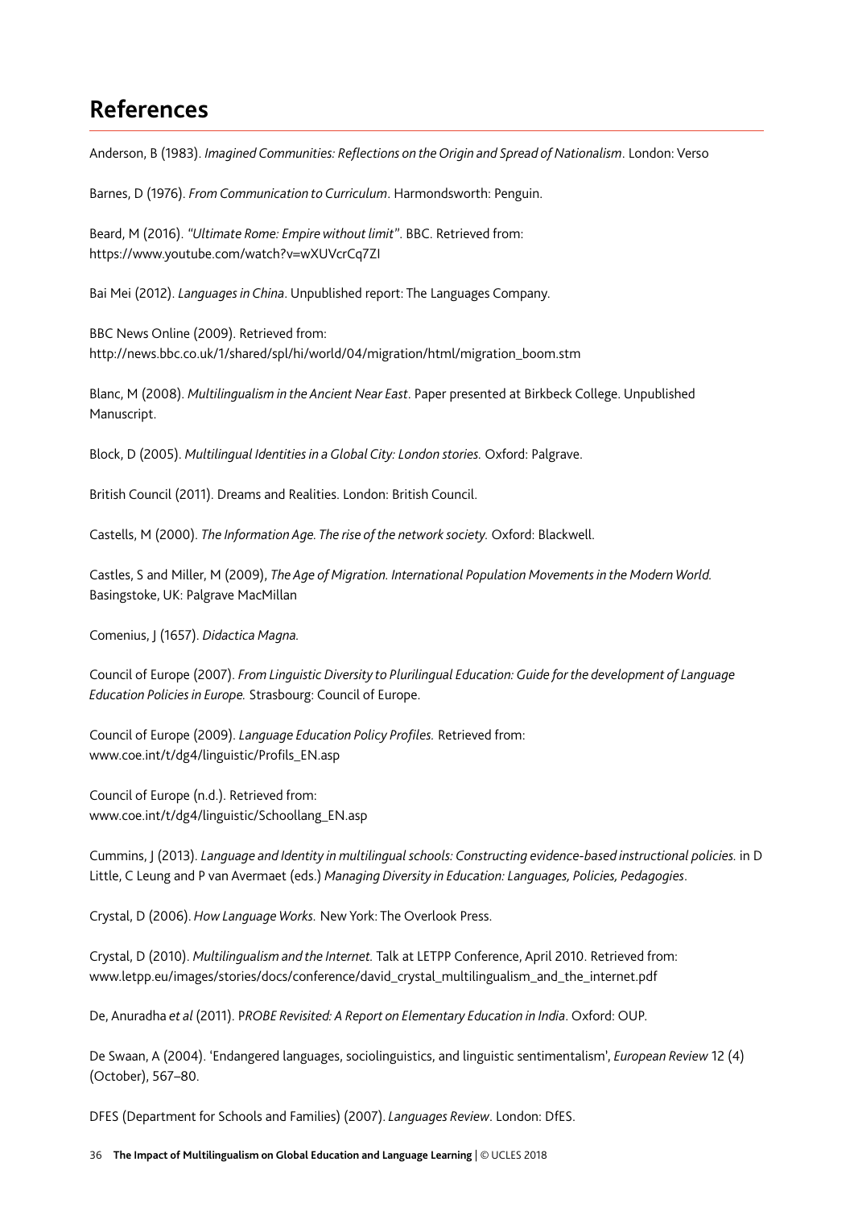## References

Anderson, B (1983). *Imagined Communities: Reflections on the Origin and Spread of Nationalism*. London: Verso

Barnes, D (1976). *From Communication to Curriculum*. Harmondsworth: Penguin.

Beard, M (2016). *"Ultimate Rome: Empire without limit"*. BBC. Retrieved from: https://www.youtube.com/watch?v=wXUVcrCq7ZI

Bai Mei (2012). *Languages in China*. Unpublished report: The Languages Company.

BBC News Online (2009). Retrieved from: http://news.bbc.co.uk/1/shared/spl/hi/world/04/migration/html/migration_boom.stm

Blanc, M (2008). *Multilingualism in the Ancient Near East*. Paper presented at Birkbeck College. Unpublished Manuscript.

Block, D (2005). *Multilingual Identities in a Global City: London stories.* Oxford: Palgrave.

British Council (2011). Dreams and Realities. London: British Council.

Castells, M (2000). *The Information Age. The rise of the network society.* Oxford: Blackwell.

Castles, S and Miller, M (2009), *The Age of Migration. International Population Movements in the Modern World.* Basingstoke, UK: Palgrave MacMillan

Comenius, J (1657). *Didactica Magna.*

Council of Europe (2007). *From Linguistic Diversity to Plurilingual Education: Guide for the development of Language Education Policies in Europe.* Strasbourg: Council of Europe.

Council of Europe (2009). *Language Education Policy Profiles.* Retrieved from: www.coe.int/t/dg4/linguistic/Profils_EN.asp

Council of Europe (n.d.). Retrieved from: www.coe.int/t/dg4/linguistic/Schoollang_EN.asp

Cummins, J (2013). *Language and Identity in multilingual schools: Constructing evidence-based instructional policies.* in D Little, C Leung and P van Avermaet (eds.) *Managing Diversity in Education: Languages, Policies, Pedagogies*.

Crystal, D (2006). *How Language Works.* New York: The Overlook Press.

Crystal, D (2010). *Multilingualism and the Internet.* Talk at LETPP Conference, April 2010. Retrieved from: www.letpp.eu/images/stories/docs/conference/david_crystal_multilingualism_and_the_internet.pdf

De, Anuradha *et al* (2011). P*ROBE Revisited: A Report on Elementary Education in India*. Oxford: OUP.

De Swaan, A (2004). 'Endangered languages, sociolinguistics, and linguistic sentimentalism', *European Review* 12 (4) (October), 567–80.

DFES (Department for Schools and Families) (2007). *Languages Review*. London: DfES.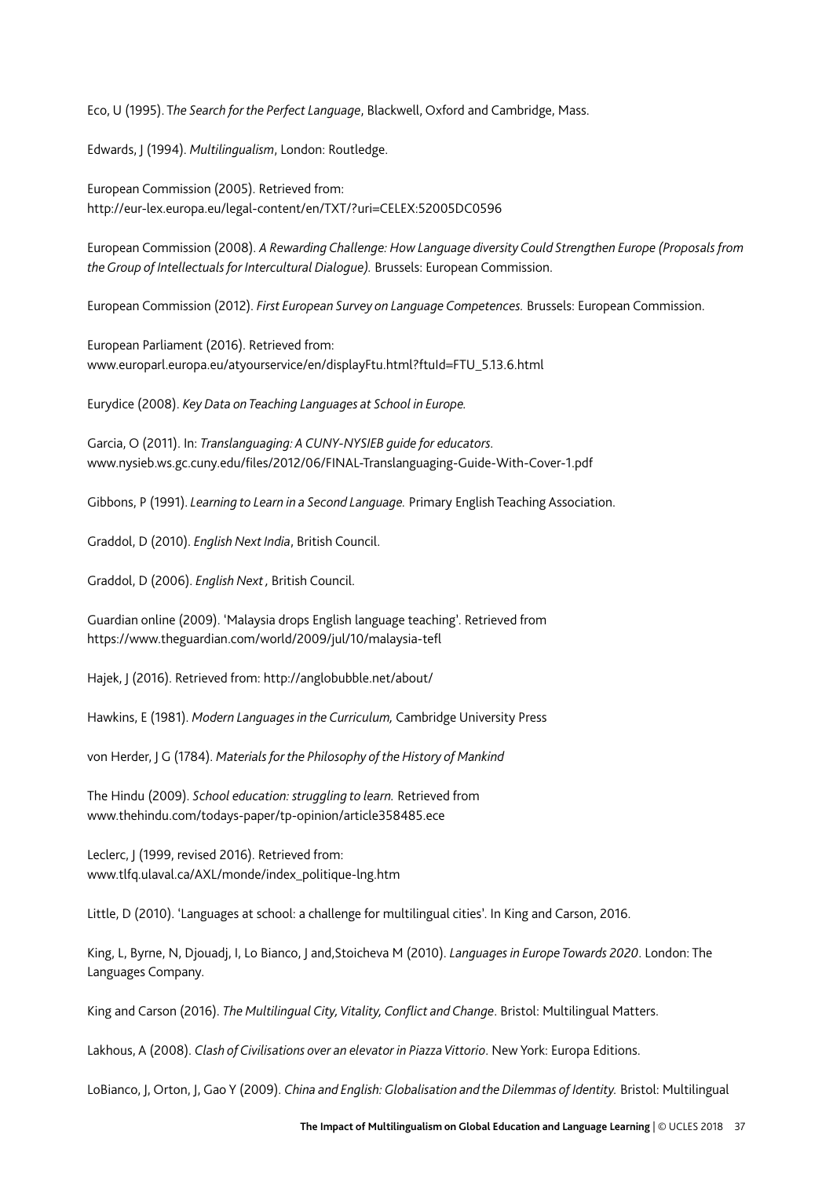Eco, U (1995). T*he Search for the Perfect Language*, Blackwell, Oxford and Cambridge, Mass.

Edwards, J (1994). *Multilingualism*, London: Routledge.

European Commission (2005). Retrieved from:
http://eur-lex.europa.eu/legal-content/en/TXT/?uri=CELEX:52005DC0596

European Commission (2008). *A Rewarding Challenge: How Language diversity Could Strengthen Europe (Proposals from the Group of Intellectuals for Intercultural Dialogue).* Brussels: European Commission.

European Commission (2012). *First European Survey on Language Competences.* Brussels: European Commission.

European Parliament (2016). Retrieved from:
www.europarl.europa.eu/atyourservice/en/displayFtu.html?ftuId=FTU_5.13.6.html

Eurydice (2008). *Key Data on Teaching Languages at School in Europe.*

Garcia, O (2011). In: *Translanguaging: A CUNY-NYSIEB guide for educators*.
www.nysieb.ws.gc.cuny.edu/files/2012/06/FINAL-Translanguaging-Guide-With-Cover-1.pdf

Gibbons, P (1991). *Learning to Learn in a Second Language.* Primary English Teaching Association.

Graddol, D (2010). *English Next India*, British Council.

Graddol, D (2006). *English Next ,* British Council.

Guardian online (2009). 'Malaysia drops English language teaching'. Retrieved from
https://www.theguardian.com/world/2009/jul/10/malaysia-tefl

Hajek, J (2016). Retrieved from: http://anglobubble.net/about/

Hawkins, E (1981). *Modern Languages in the Curriculum,* Cambridge University Press

von Herder, J G (1784). *Materials for the Philosophy of the History of Mankind*

The Hindu (2009). *School education: struggling to learn.* Retrieved from
www.thehindu.com/todays-paper/tp-opinion/article358485.ece

Leclerc, J (1999, revised 2016). Retrieved from:
www.tlfq.ulaval.ca/AXL/monde/index_politique-lng.htm

Little, D (2010). 'Languages at school: a challenge for multilingual cities'. In King and Carson, 2016.

King, L, Byrne, N, Djouadj, I, Lo Bianco, J and,Stoicheva M (2010). *Languages in Europe Towards 2020*. London: The Languages Company.

King and Carson (2016). *The Multilingual City, Vitality, Conflict and Change*. Bristol: Multilingual Matters.

Lakhous, A (2008). *Clash of Civilisations over an elevator in Piazza Vittorio*. New York: Europa Editions.

LoBianco, J, Orton, J, Gao Y (2009). *China and English: Globalisation and the Dilemmas of Identity.* Bristol: Multilingual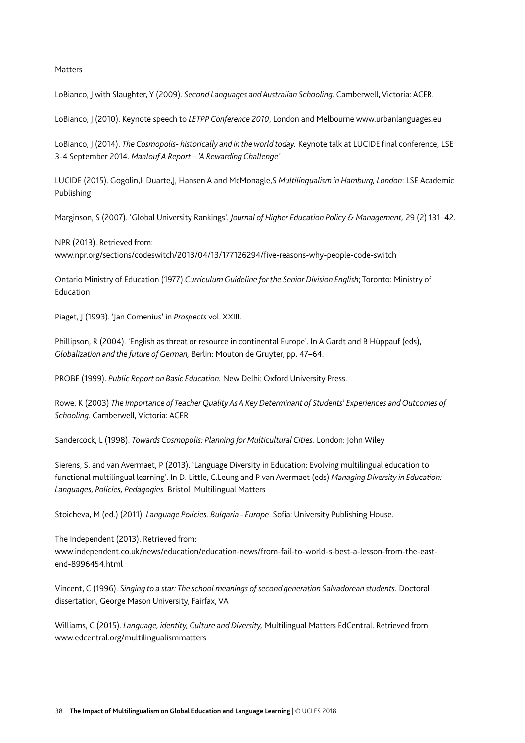Matters

LoBianco, J with Slaughter, Y (2009). *Second Languages and Australian Schooling.* Camberwell, Victoria: ACER.

LoBianco, J (2010). Keynote speech to *LETPP Conference 2010*, London and Melbourne www.urbanlanguages.eu

LoBianco, J (2014). *The Cosmopolis- historically and in the world today.* Keynote talk at LUCIDE final conference, LSE 3-4 September 2014. *Maalouf A Report – 'A Rewarding Challenge'*

LUCIDE (2015). Gogolin,I, Duarte,J, Hansen A and McMonagle,S *Multilingualism in Hamburg, London*: LSE Academic Publishing

Marginson, S (2007). 'Global University Rankings'. *Journal of Higher Education Policy & Management,* 29 (2) 131–42.

NPR (2013). Retrieved from: www.npr.org/sections/codeswitch/2013/04/13/177126294/five-reasons-why-people-code-switch

Ontario Ministry of Education (1977).*Curriculum Guideline for the Senior Division English*; Toronto: Ministry of Education

Piaget, J (1993). 'Jan Comenius' in *Prospects* vol. XXIII.

Phillipson, R (2004). 'English as threat or resource in continental Europe'. In A Gardt and B Hüppauf (eds), *Globalization and the future of German,* Berlin: Mouton de Gruyter, pp. 47–64.

PROBE (1999). *Public Report on Basic Education.* New Delhi: Oxford University Press.

Rowe, K (2003) *The Importance of Teacher Quality As A Key Determinant of Students' Experiences and Outcomes of Schooling.* Camberwell, Victoria: ACER

Sandercock, L (1998). *Towards Cosmopolis: Planning for Multicultural Cities.* London: John Wiley

Sierens, S. and van Avermaet, P (2013). 'Language Diversity in Education: Evolving multilingual education to functional multilingual learning'. In D. Little, C.Leung and P van Avermaet (eds) *Managing Diversity in Education: Languages, Policies, Pedagogies.* Bristol: Multilingual Matters

Stoicheva, M (ed.) (2011). *Language Policies. Bulgaria - Europe*. Sofia: University Publishing House.

The Independent (2013). Retrieved from: www.independent.co.uk/news/education/education-news/from-fail-to-world-s-best-a-lesson-from-the-east-end-8996454.html

Vincent, C (1996). *Singing to a star: The school meanings of second generation Salvadorean students.* Doctoral dissertation, George Mason University, Fairfax, VA

Williams, C (2015). *Language, identity, Culture and Diversity,* Multilingual Matters EdCentral. Retrieved from www.edcentral.org/multilingualismmatters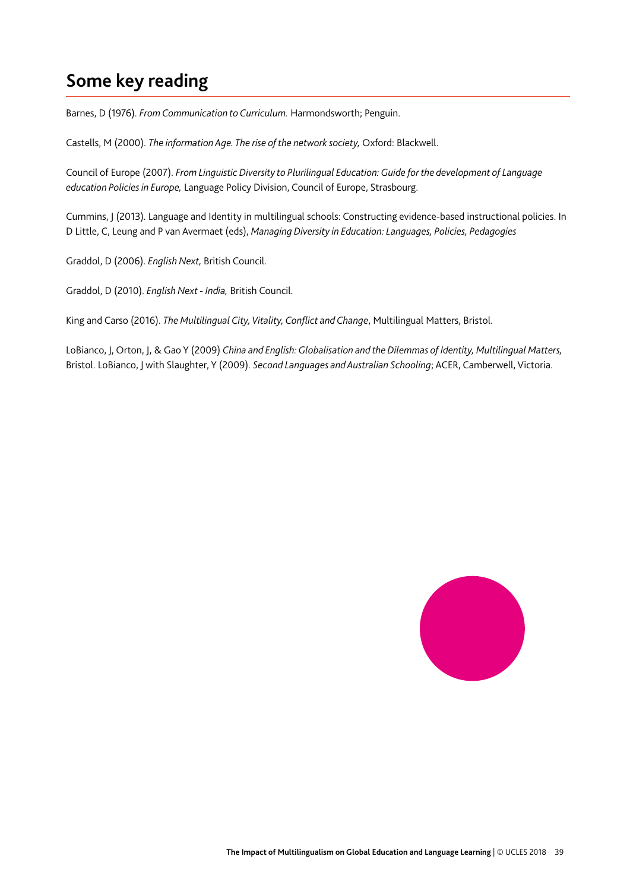## Some key reading

Barnes, D (1976). *From Communication to Curriculum.* Harmondsworth; Penguin.

Castells, M (2000). *The information Age. The rise of the network society,* Oxford: Blackwell.

Council of Europe (2007). *From Linguistic Diversity to Plurilingual Education: Guide for the development of Language education Policies in Europe,* Language Policy Division, Council of Europe, Strasbourg.

Cummins, J (2013). Language and Identity in multilingual schools: Constructing evidence-based instructional policies. In D Little, C, Leung and P van Avermaet (eds), *Managing Diversity in Education: Languages, Policies, Pedagogies*

Graddol, D (2006). *English Next,* British Council.

Graddol, D (2010). *English Next - India,* British Council.

King and Carso (2016). *The Multilingual City, Vitality, Conflict and Change*, Multilingual Matters, Bristol.

LoBianco, J, Orton, J, & Gao Y (2009) *China and English: Globalisation and the Dilemmas of Identity, Multilingual Matters,* Bristol. LoBianco, J with Slaughter, Y (2009). *Second Languages and Australian Schooling*; ACER, Camberwell, Victoria.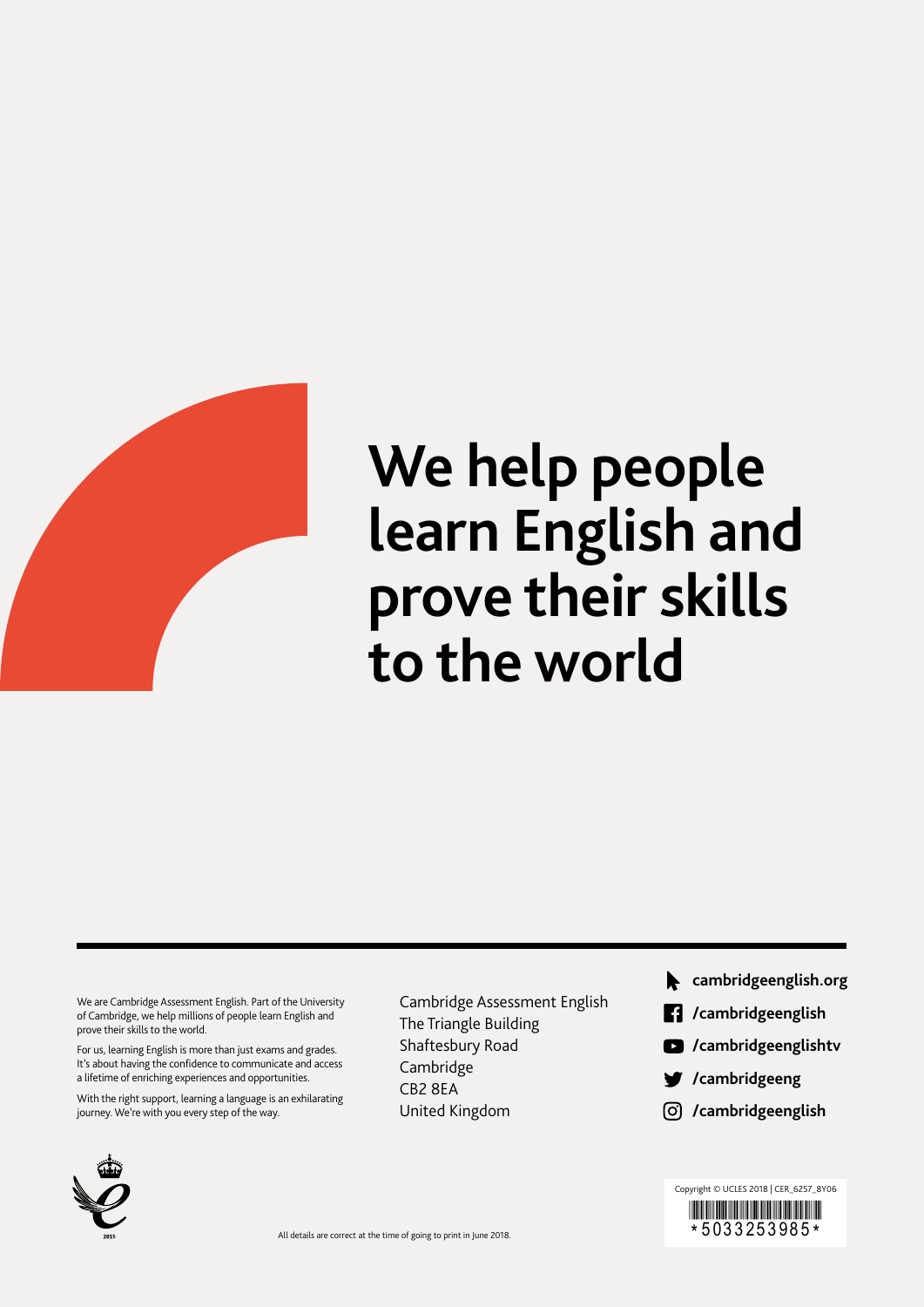# We help people learn English and prove their skills to the world

We are Cambridge Assessment English. Part of the University of Cambridge, we help millions of people learn English and prove their skills to the world.

For us, learning English is more than just exams and grades. It's about having the confidence to communicate and access a lifetime of enriching experiences and opportunities.

With the right support, learning a language is an exhilarating journey. We're with you every step of the way.

Cambridge Assessment English
The Triangle Building
Shaftesbury Road
Cambridge
CB2 8EA
United Kingdom

**cambridgeenglish.org**

**/cambridgeenglish**

**/cambridgeenglishtv**

**/cambridgeeng**

**/cambridgeenglish**

Copyright © UCLES 2018 | CER_6257_8Y06

*5033253985*

All details are correct at the time of going to print in June 2018.